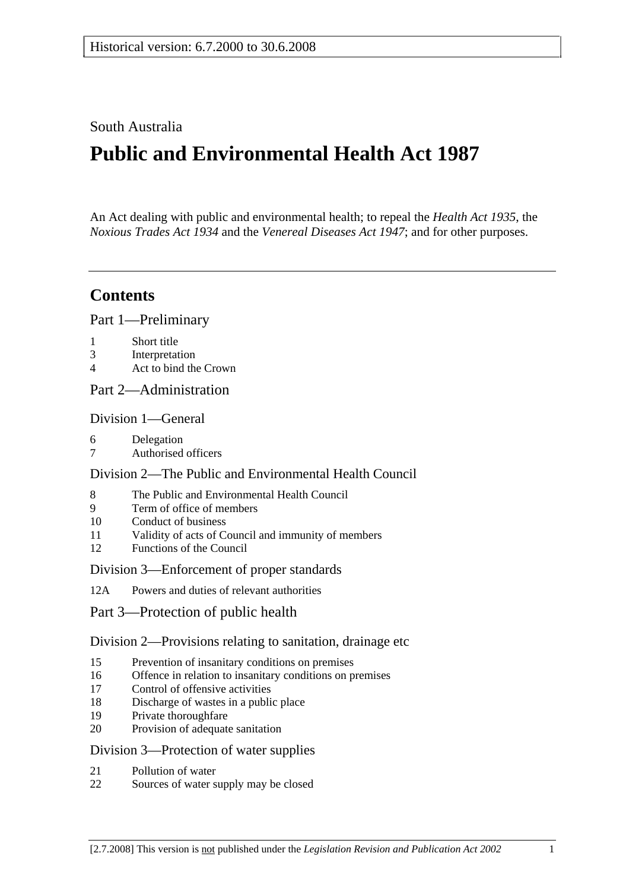Historical version: 6.7.2000 to 30.6.2008

South Australia

# Public and Environmental Health Act 1987

An Act dealing with public and environmental health; to repeal the *Health Act 1935*, the *Noxious Trades Act 1934* and the *Venereal Diseases Act 1947*; and for other purposes.

---

## Contents

### Part 1—Preliminary

1 Short title
3 Interpretation
4 Act to bind the Crown

### Part 2—Administration

#### Division 1—General

6 Delegation
7 Authorised officers

#### Division 2—The Public and Environmental Health Council

8 The Public and Environmental Health Council
9 Term of office of members
10 Conduct of business
11 Validity of acts of Council and immunity of members
12 Functions of the Council

#### Division 3—Enforcement of proper standards

12A Powers and duties of relevant authorities

### Part 3—Protection of public health

#### Division 2—Provisions relating to sanitation, drainage etc

15 Prevention of insanitary conditions on premises
16 Offence in relation to insanitary conditions on premises
17 Control of offensive activities
18 Discharge of wastes in a public place
19 Private thoroughfare
20 Provision of adequate sanitation

#### Division 3—Protection of water supplies

21 Pollution of water
22 Sources of water supply may be closed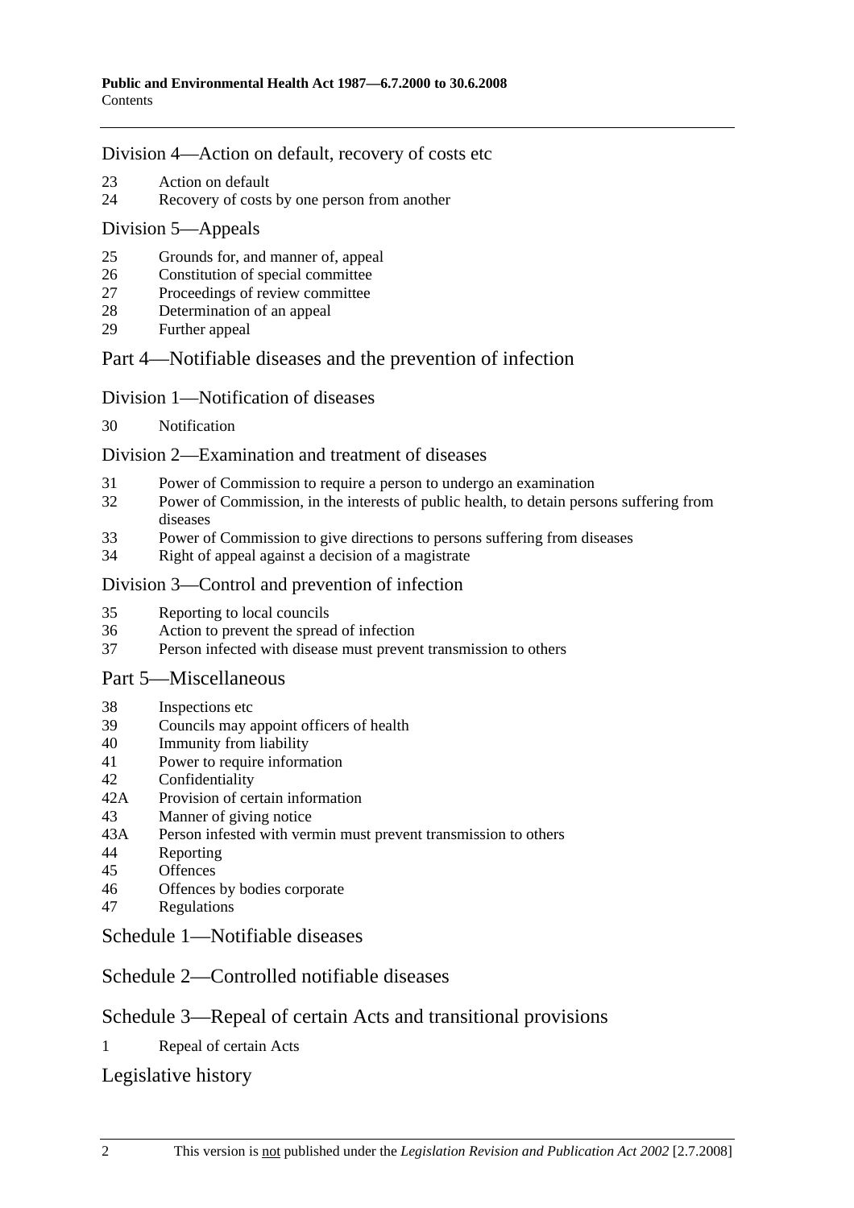### Division 4—Action on default, recovery of costs etc

23 Action on default
24 Recovery of costs by one person from another

### Division 5—Appeals

25 Grounds for, and manner of, appeal
26 Constitution of special committee
27 Proceedings of review committee
28 Determination of an appeal
29 Further appeal

## Part 4—Notifiable diseases and the prevention of infection

### Division 1—Notification of diseases

30 Notification

### Division 2—Examination and treatment of diseases

31 Power of Commission to require a person to undergo an examination
32 Power of Commission, in the interests of public health, to detain persons suffering from diseases
33 Power of Commission to give directions to persons suffering from diseases
34 Right of appeal against a decision of a magistrate

### Division 3—Control and prevention of infection

35 Reporting to local councils
36 Action to prevent the spread of infection
37 Person infected with disease must prevent transmission to others

## Part 5—Miscellaneous

38 Inspections etc
39 Councils may appoint officers of health
40 Immunity from liability
41 Power to require information
42 Confidentiality
42A Provision of certain information
43 Manner of giving notice
43A Person infested with vermin must prevent transmission to others
44 Reporting
45 Offences
46 Offences by bodies corporate
47 Regulations

## Schedule 1—Notifiable diseases

## Schedule 2—Controlled notifiable diseases

## Schedule 3—Repeal of certain Acts and transitional provisions

1 Repeal of certain Acts

## Legislative history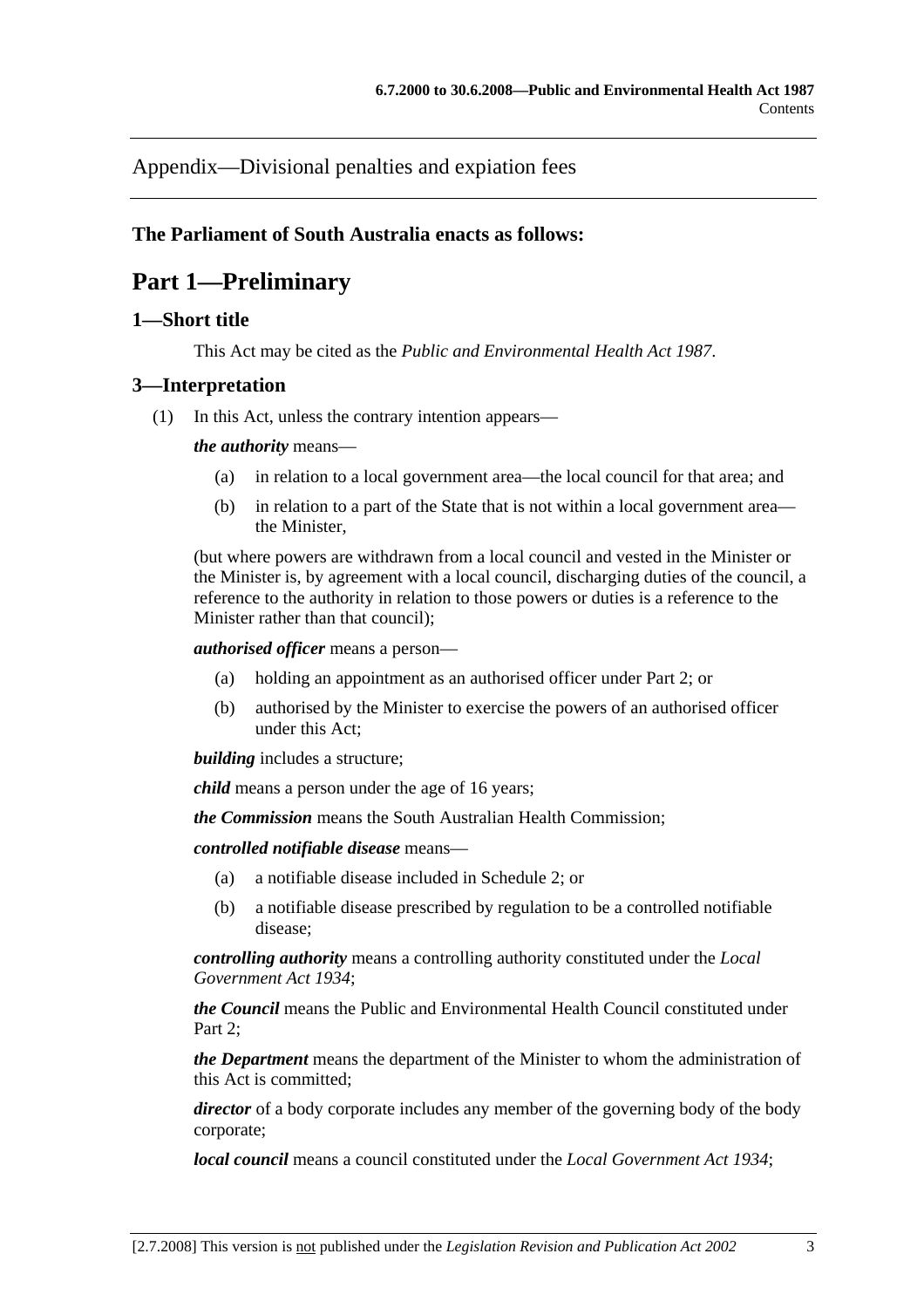Appendix—Divisional penalties and expiation fees

**The Parliament of South Australia enacts as follows:**

# Part 1—Preliminary

## 1—Short title

This Act may be cited as the *Public and Environmental Health Act 1987*.

## 3—Interpretation

(1) In this Act, unless the contrary intention appears—

***the authority*** means—

(a) in relation to a local government area—the local council for that area; and

(b) in relation to a part of the State that is not within a local government area—the Minister,

(but where powers are withdrawn from a local council and vested in the Minister or the Minister is, by agreement with a local council, discharging duties of the council, a reference to the authority in relation to those powers or duties is a reference to the Minister rather than that council);

***authorised officer*** means a person—

(a) holding an appointment as an authorised officer under Part 2; or

(b) authorised by the Minister to exercise the powers of an authorised officer under this Act;

***building*** includes a structure;

***child*** means a person under the age of 16 years;

***the Commission*** means the South Australian Health Commission;

***controlled notifiable disease*** means—

(a) a notifiable disease included in Schedule 2; or

(b) a notifiable disease prescribed by regulation to be a controlled notifiable disease;

***controlling authority*** means a controlling authority constituted under the *Local Government Act 1934*;

***the Council*** means the Public and Environmental Health Council constituted under Part 2;

***the Department*** means the department of the Minister to whom the administration of this Act is committed;

***director*** of a body corporate includes any member of the governing body of the body corporate;

***local council*** means a council constituted under the *Local Government Act 1934*;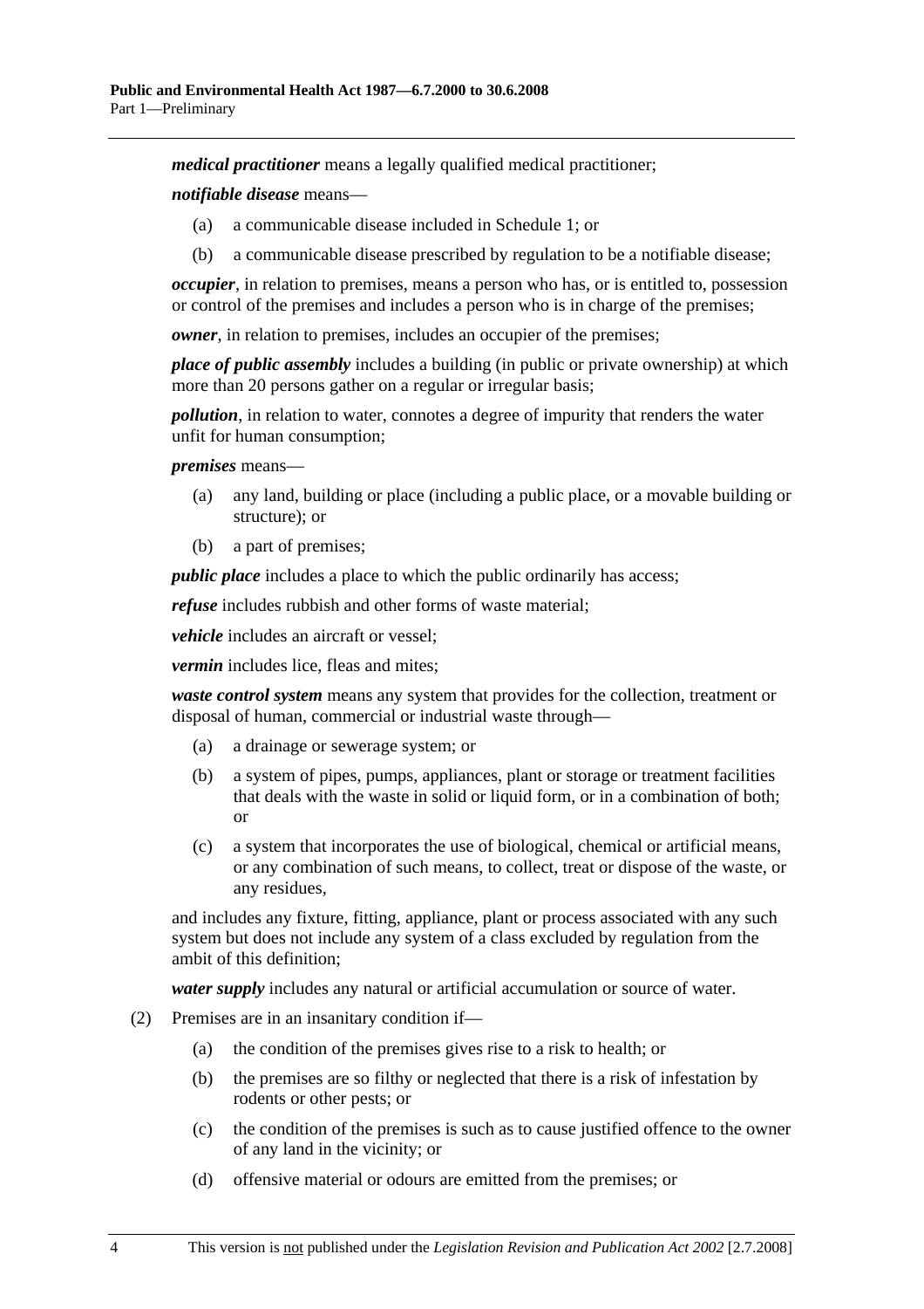***medical practitioner*** means a legally qualified medical practitioner;

***notifiable disease*** means—

- (a) a communicable disease included in Schedule 1; or
- (b) a communicable disease prescribed by regulation to be a notifiable disease;

***occupier***, in relation to premises, means a person who has, or is entitled to, possession or control of the premises and includes a person who is in charge of the premises;

***owner***, in relation to premises, includes an occupier of the premises;

***place of public assembly*** includes a building (in public or private ownership) at which more than 20 persons gather on a regular or irregular basis;

***pollution***, in relation to water, connotes a degree of impurity that renders the water unfit for human consumption;

***premises*** means—

- (a) any land, building or place (including a public place, or a movable building or structure); or
- (b) a part of premises;

***public place*** includes a place to which the public ordinarily has access;

***refuse*** includes rubbish and other forms of waste material;

***vehicle*** includes an aircraft or vessel;

***vermin*** includes lice, fleas and mites;

***waste control system*** means any system that provides for the collection, treatment or disposal of human, commercial or industrial waste through—

- (a) a drainage or sewerage system; or
- (b) a system of pipes, pumps, appliances, plant or storage or treatment facilities that deals with the waste in solid or liquid form, or in a combination of both; or
- (c) a system that incorporates the use of biological, chemical or artificial means, or any combination of such means, to collect, treat or dispose of the waste, or any residues,

and includes any fixture, fitting, appliance, plant or process associated with any such system but does not include any system of a class excluded by regulation from the ambit of this definition;

***water supply*** includes any natural or artificial accumulation or source of water.

(2) Premises are in an insanitary condition if—

- (a) the condition of the premises gives rise to a risk to health; or
- (b) the premises are so filthy or neglected that there is a risk of infestation by rodents or other pests; or
- (c) the condition of the premises is such as to cause justified offence to the owner of any land in the vicinity; or
- (d) offensive material or odours are emitted from the premises; or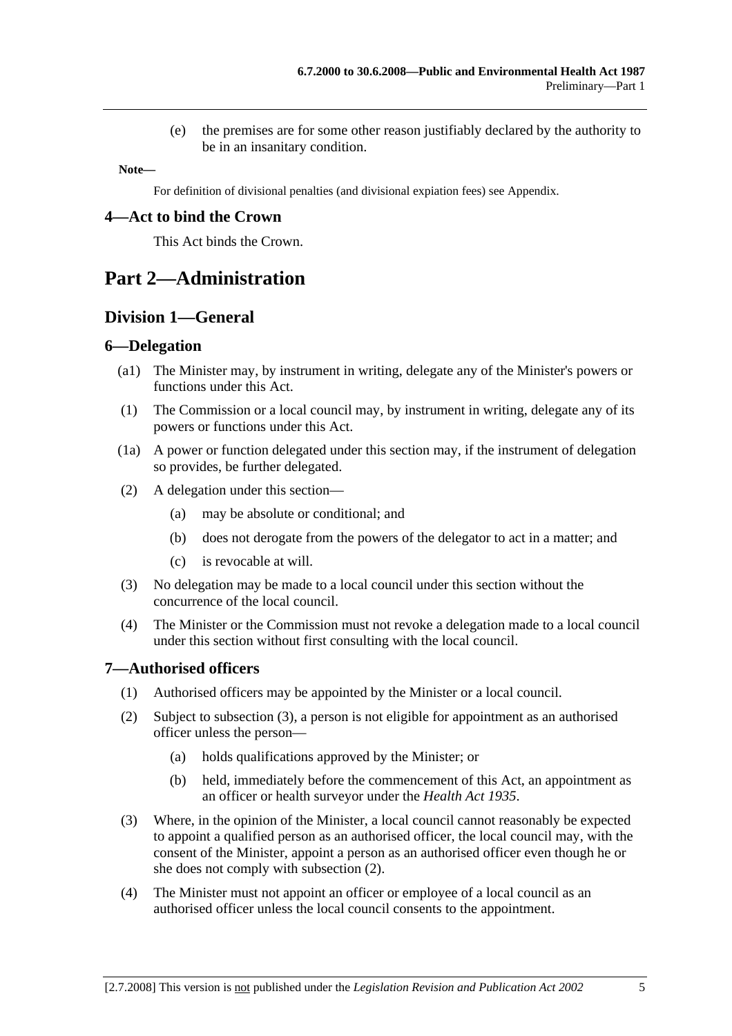(e) the premises are for some other reason justifiably declared by the authority to be in an insanitary condition.

**Note—**

For definition of divisional penalties (and divisional expiation fees) see Appendix.

### 4—Act to bind the Crown

This Act binds the Crown.

# Part 2—Administration

## Division 1—General

### 6—Delegation

(a1) The Minister may, by instrument in writing, delegate any of the Minister's powers or functions under this Act.

(1) The Commission or a local council may, by instrument in writing, delegate any of its powers or functions under this Act.

(1a) A power or function delegated under this section may, if the instrument of delegation so provides, be further delegated.

(2) A delegation under this section—

- (a) may be absolute or conditional; and
- (b) does not derogate from the powers of the delegator to act in a matter; and
- (c) is revocable at will.

(3) No delegation may be made to a local council under this section without the concurrence of the local council.

(4) The Minister or the Commission must not revoke a delegation made to a local council under this section without first consulting with the local council.

### 7—Authorised officers

(1) Authorised officers may be appointed by the Minister or a local council.

(2) Subject to subsection (3), a person is not eligible for appointment as an authorised officer unless the person—

- (a) holds qualifications approved by the Minister; or
- (b) held, immediately before the commencement of this Act, an appointment as an officer or health surveyor under the *Health Act 1935*.

(3) Where, in the opinion of the Minister, a local council cannot reasonably be expected to appoint a qualified person as an authorised officer, the local council may, with the consent of the Minister, appoint a person as an authorised officer even though he or she does not comply with subsection (2).

(4) The Minister must not appoint an officer or employee of a local council as an authorised officer unless the local council consents to the appointment.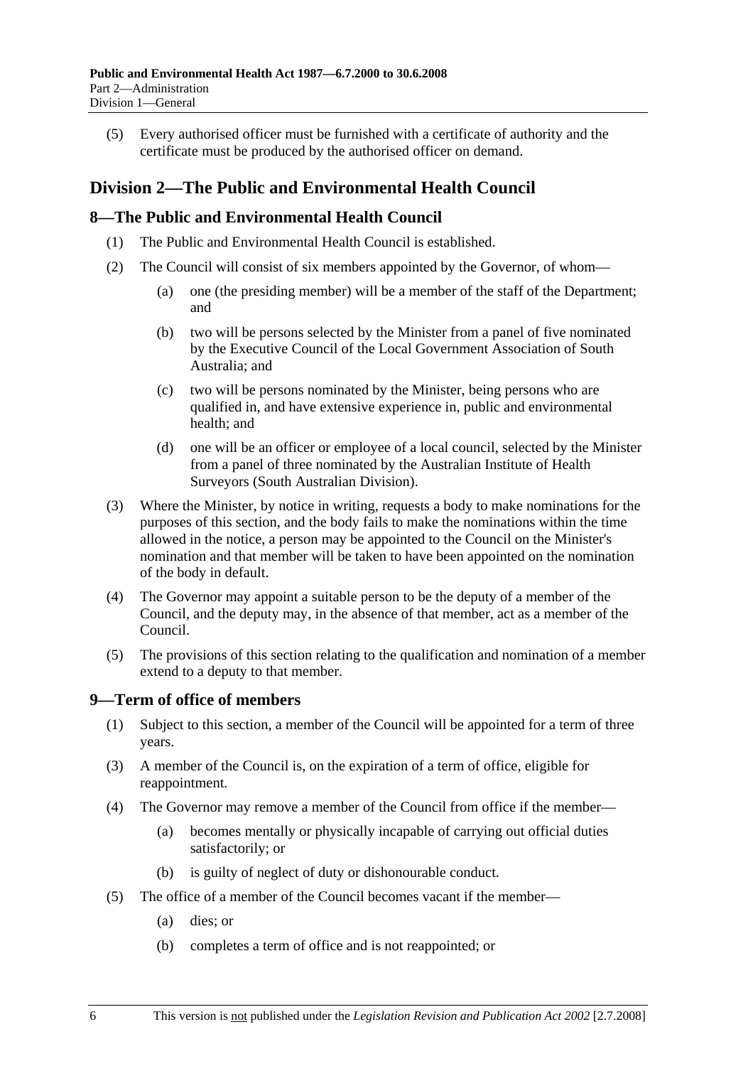(5) Every authorised officer must be furnished with a certificate of authority and the certificate must be produced by the authorised officer on demand.

## Division 2—The Public and Environmental Health Council

### 8—The Public and Environmental Health Council

(1) The Public and Environmental Health Council is established.

(2) The Council will consist of six members appointed by the Governor, of whom—

(a) one (the presiding member) will be a member of the staff of the Department; and

(b) two will be persons selected by the Minister from a panel of five nominated by the Executive Council of the Local Government Association of South Australia; and

(c) two will be persons nominated by the Minister, being persons who are qualified in, and have extensive experience in, public and environmental health; and

(d) one will be an officer or employee of a local council, selected by the Minister from a panel of three nominated by the Australian Institute of Health Surveyors (South Australian Division).

(3) Where the Minister, by notice in writing, requests a body to make nominations for the purposes of this section, and the body fails to make the nominations within the time allowed in the notice, a person may be appointed to the Council on the Minister's nomination and that member will be taken to have been appointed on the nomination of the body in default.

(4) The Governor may appoint a suitable person to be the deputy of a member of the Council, and the deputy may, in the absence of that member, act as a member of the Council.

(5) The provisions of this section relating to the qualification and nomination of a member extend to a deputy to that member.

### 9—Term of office of members

(1) Subject to this section, a member of the Council will be appointed for a term of three years.

(3) A member of the Council is, on the expiration of a term of office, eligible for reappointment.

(4) The Governor may remove a member of the Council from office if the member—

(a) becomes mentally or physically incapable of carrying out official duties satisfactorily; or

(b) is guilty of neglect of duty or dishonourable conduct.

(5) The office of a member of the Council becomes vacant if the member—

(a) dies; or

(b) completes a term of office and is not reappointed; or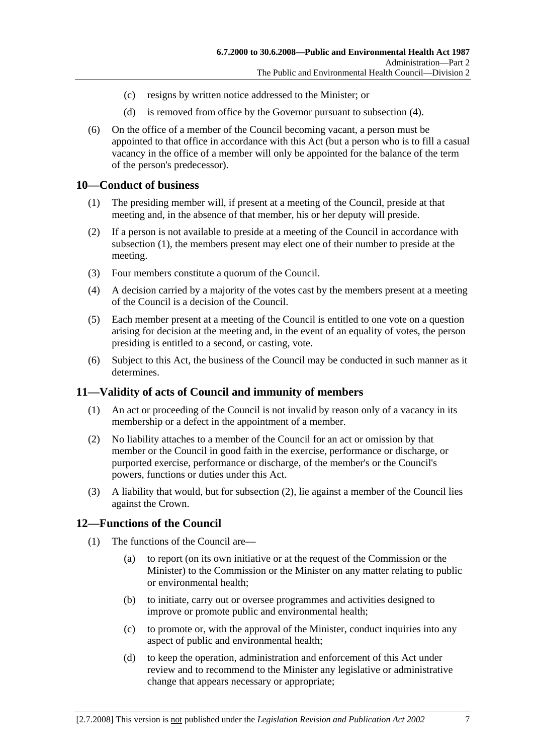(c) resigns by written notice addressed to the Minister; or

(d) is removed from office by the Governor pursuant to subsection (4).

(6) On the office of a member of the Council becoming vacant, a person must be appointed to that office in accordance with this Act (but a person who is to fill a casual vacancy in the office of a member will only be appointed for the balance of the term of the person's predecessor).

## 10—Conduct of business

(1) The presiding member will, if present at a meeting of the Council, preside at that meeting and, in the absence of that member, his or her deputy will preside.

(2) If a person is not available to preside at a meeting of the Council in accordance with subsection (1), the members present may elect one of their number to preside at the meeting.

(3) Four members constitute a quorum of the Council.

(4) A decision carried by a majority of the votes cast by the members present at a meeting of the Council is a decision of the Council.

(5) Each member present at a meeting of the Council is entitled to one vote on a question arising for decision at the meeting and, in the event of an equality of votes, the person presiding is entitled to a second, or casting, vote.

(6) Subject to this Act, the business of the Council may be conducted in such manner as it determines.

## 11—Validity of acts of Council and immunity of members

(1) An act or proceeding of the Council is not invalid by reason only of a vacancy in its membership or a defect in the appointment of a member.

(2) No liability attaches to a member of the Council for an act or omission by that member or the Council in good faith in the exercise, performance or discharge, or purported exercise, performance or discharge, of the member's or the Council's powers, functions or duties under this Act.

(3) A liability that would, but for subsection (2), lie against a member of the Council lies against the Crown.

## 12—Functions of the Council

(1) The functions of the Council are—

(a) to report (on its own initiative or at the request of the Commission or the Minister) to the Commission or the Minister on any matter relating to public or environmental health;

(b) to initiate, carry out or oversee programmes and activities designed to improve or promote public and environmental health;

(c) to promote or, with the approval of the Minister, conduct inquiries into any aspect of public and environmental health;

(d) to keep the operation, administration and enforcement of this Act under review and to recommend to the Minister any legislative or administrative change that appears necessary or appropriate;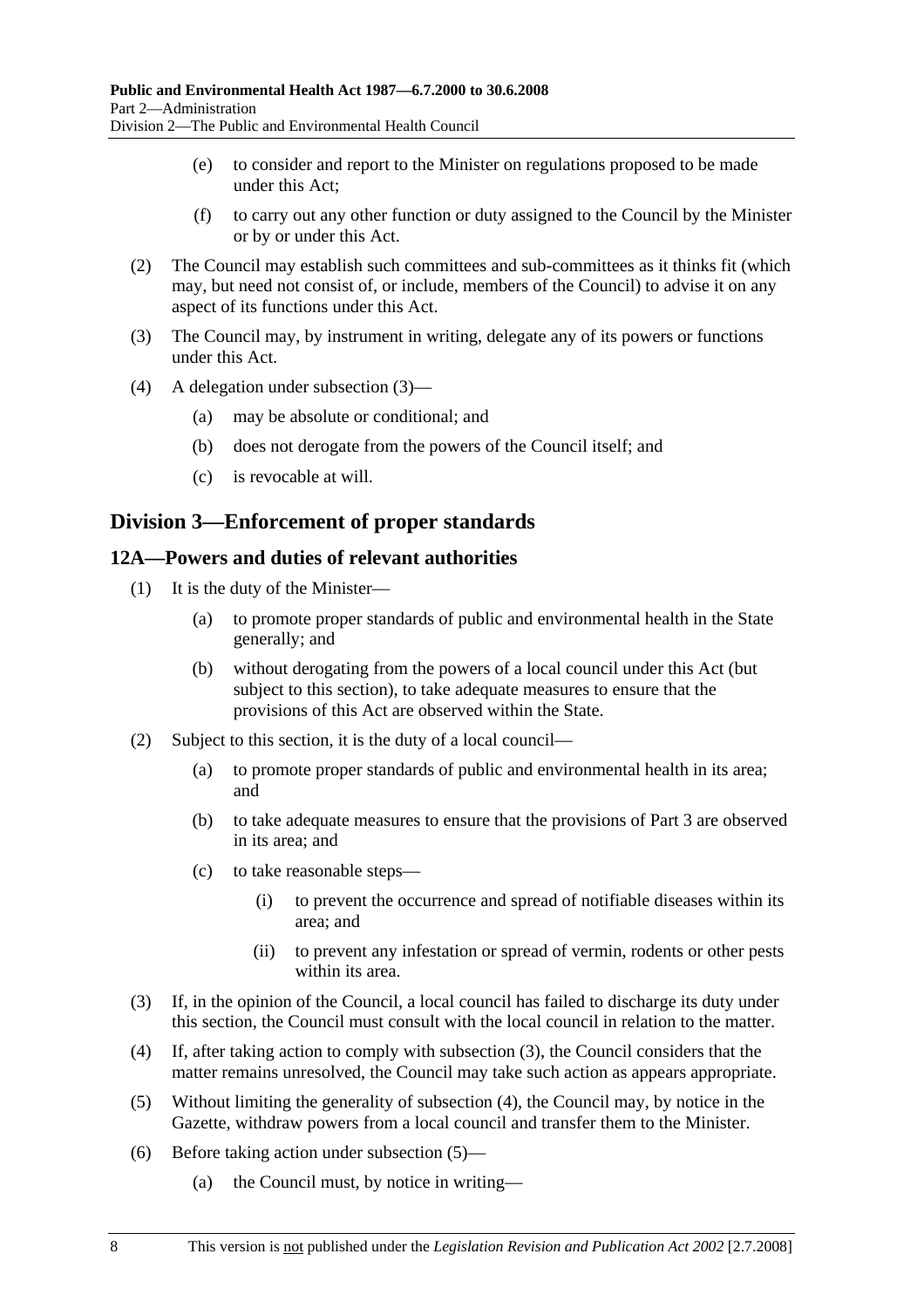(e) to consider and report to the Minister on regulations proposed to be made under this Act;

(f) to carry out any other function or duty assigned to the Council by the Minister or by or under this Act.

(2) The Council may establish such committees and sub-committees as it thinks fit (which may, but need not consist of, or include, members of the Council) to advise it on any aspect of its functions under this Act.

(3) The Council may, by instrument in writing, delegate any of its powers or functions under this Act.

(4) A delegation under subsection (3)—

(a) may be absolute or conditional; and

(b) does not derogate from the powers of the Council itself; and

(c) is revocable at will.

## Division 3—Enforcement of proper standards

### 12A—Powers and duties of relevant authorities

(1) It is the duty of the Minister—

(a) to promote proper standards of public and environmental health in the State generally; and

(b) without derogating from the powers of a local council under this Act (but subject to this section), to take adequate measures to ensure that the provisions of this Act are observed within the State.

(2) Subject to this section, it is the duty of a local council—

(a) to promote proper standards of public and environmental health in its area; and

(b) to take adequate measures to ensure that the provisions of Part 3 are observed in its area; and

(c) to take reasonable steps—

(i) to prevent the occurrence and spread of notifiable diseases within its area; and

(ii) to prevent any infestation or spread of vermin, rodents or other pests within its area.

(3) If, in the opinion of the Council, a local council has failed to discharge its duty under this section, the Council must consult with the local council in relation to the matter.

(4) If, after taking action to comply with subsection (3), the Council considers that the matter remains unresolved, the Council may take such action as appears appropriate.

(5) Without limiting the generality of subsection (4), the Council may, by notice in the Gazette, withdraw powers from a local council and transfer them to the Minister.

(6) Before taking action under subsection (5)—

(a) the Council must, by notice in writing—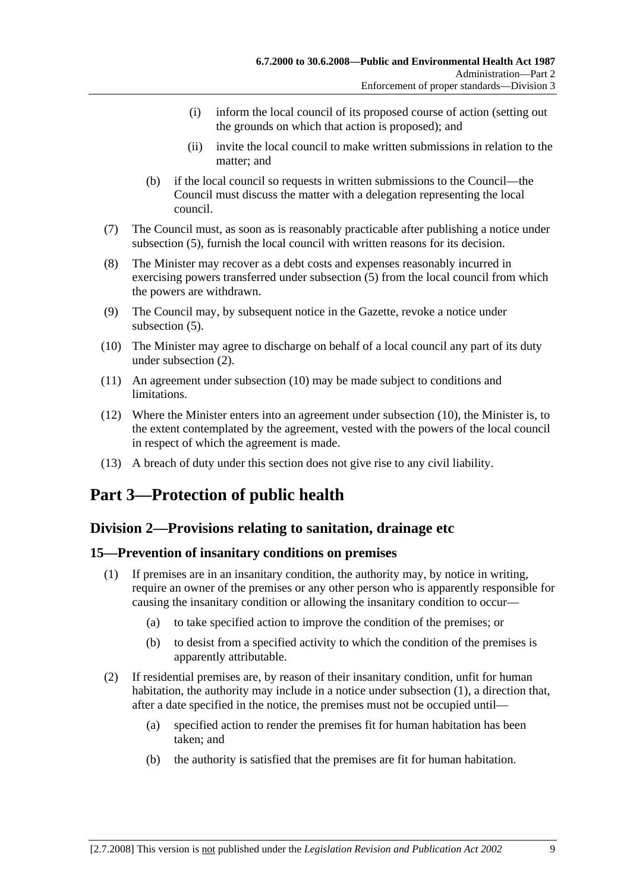(i) inform the local council of its proposed course of action (setting out the grounds on which that action is proposed); and

(ii) invite the local council to make written submissions in relation to the matter; and

(b) if the local council so requests in written submissions to the Council—the Council must discuss the matter with a delegation representing the local council.

(7) The Council must, as soon as is reasonably practicable after publishing a notice under subsection (5), furnish the local council with written reasons for its decision.

(8) The Minister may recover as a debt costs and expenses reasonably incurred in exercising powers transferred under subsection (5) from the local council from which the powers are withdrawn.

(9) The Council may, by subsequent notice in the Gazette, revoke a notice under subsection (5).

(10) The Minister may agree to discharge on behalf of a local council any part of its duty under subsection (2).

(11) An agreement under subsection (10) may be made subject to conditions and limitations.

(12) Where the Minister enters into an agreement under subsection (10), the Minister is, to the extent contemplated by the agreement, vested with the powers of the local council in respect of which the agreement is made.

(13) A breach of duty under this section does not give rise to any civil liability.

# Part 3—Protection of public health

## Division 2—Provisions relating to sanitation, drainage etc

### 15—Prevention of insanitary conditions on premises

(1) If premises are in an insanitary condition, the authority may, by notice in writing, require an owner of the premises or any other person who is apparently responsible for causing the insanitary condition or allowing the insanitary condition to occur—

(a) to take specified action to improve the condition of the premises; or

(b) to desist from a specified activity to which the condition of the premises is apparently attributable.

(2) If residential premises are, by reason of their insanitary condition, unfit for human habitation, the authority may include in a notice under subsection (1), a direction that, after a date specified in the notice, the premises must not be occupied until—

(a) specified action to render the premises fit for human habitation has been taken; and

(b) the authority is satisfied that the premises are fit for human habitation.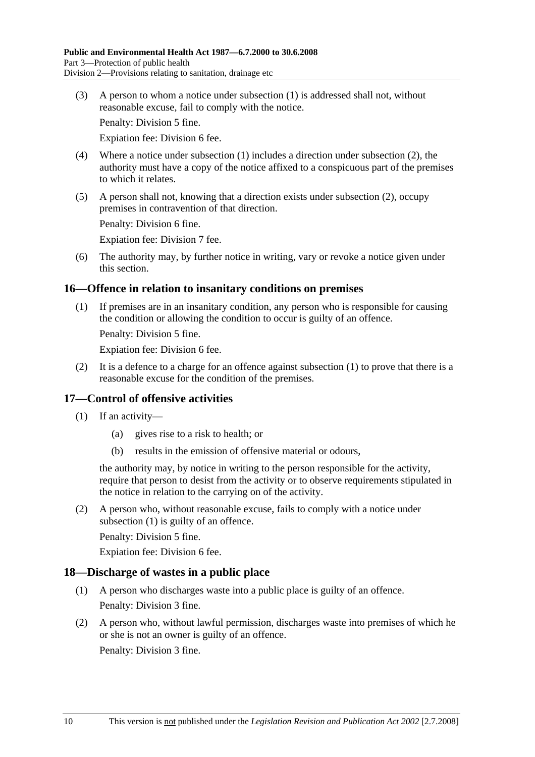(3) A person to whom a notice under subsection (1) is addressed shall not, without reasonable excuse, fail to comply with the notice.

Penalty: Division 5 fine.

Expiation fee: Division 6 fee.

(4) Where a notice under subsection (1) includes a direction under subsection (2), the authority must have a copy of the notice affixed to a conspicuous part of the premises to which it relates.

(5) A person shall not, knowing that a direction exists under subsection (2), occupy premises in contravention of that direction.

Penalty: Division 6 fine.

Expiation fee: Division 7 fee.

(6) The authority may, by further notice in writing, vary or revoke a notice given under this section.

## 16—Offence in relation to insanitary conditions on premises

(1) If premises are in an insanitary condition, any person who is responsible for causing the condition or allowing the condition to occur is guilty of an offence.

Penalty: Division 5 fine.

Expiation fee: Division 6 fee.

(2) It is a defence to a charge for an offence against subsection (1) to prove that there is a reasonable excuse for the condition of the premises.

## 17—Control of offensive activities

(1) If an activity—

(a) gives rise to a risk to health; or

(b) results in the emission of offensive material or odours,

the authority may, by notice in writing to the person responsible for the activity, require that person to desist from the activity or to observe requirements stipulated in the notice in relation to the carrying on of the activity.

(2) A person who, without reasonable excuse, fails to comply with a notice under subsection (1) is guilty of an offence.

Penalty: Division 5 fine.

Expiation fee: Division 6 fee.

## 18—Discharge of wastes in a public place

(1) A person who discharges waste into a public place is guilty of an offence.

Penalty: Division 3 fine.

(2) A person who, without lawful permission, discharges waste into premises of which he or she is not an owner is guilty of an offence.

Penalty: Division 3 fine.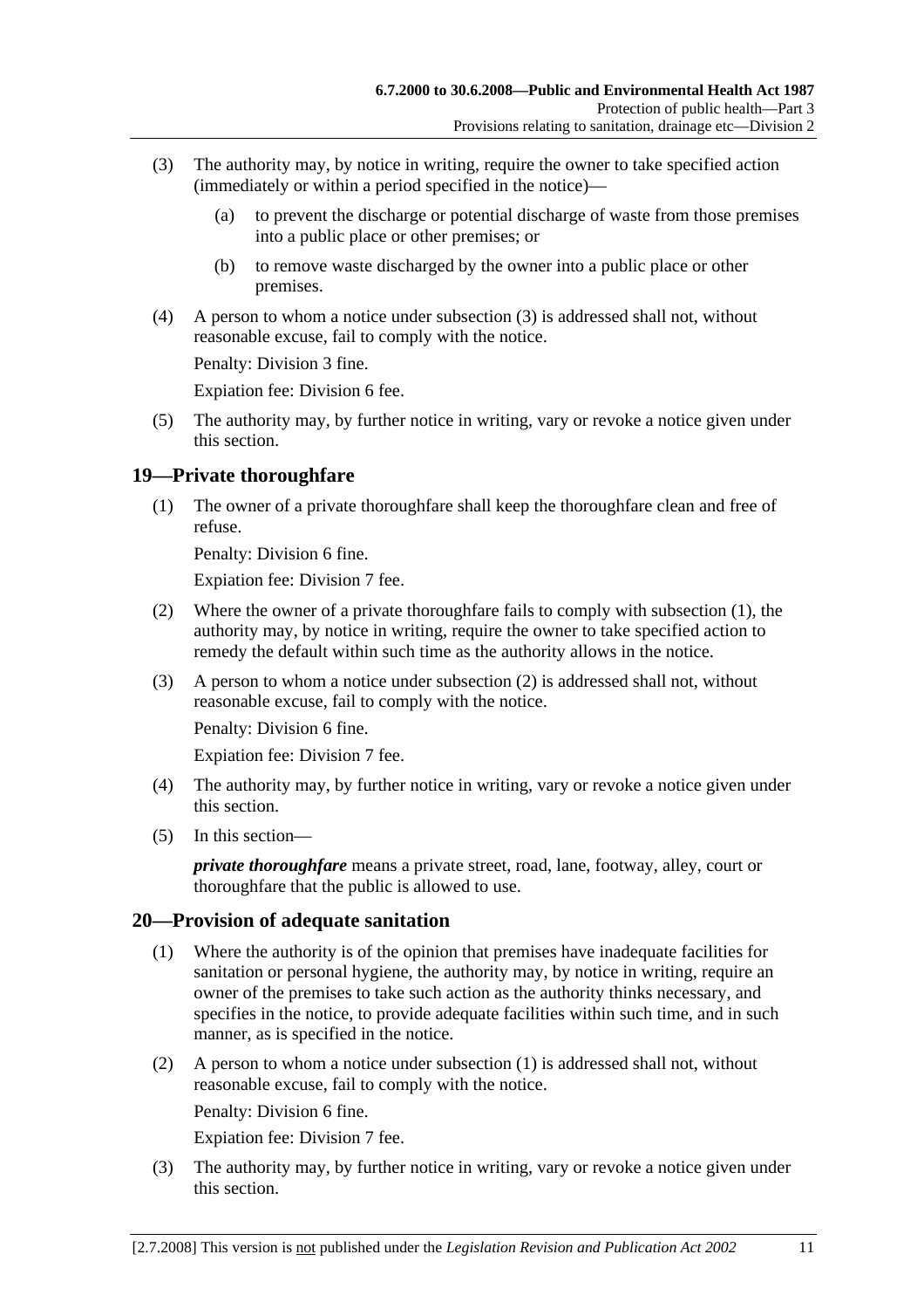(3) The authority may, by notice in writing, require the owner to take specified action (immediately or within a period specified in the notice)—

(a) to prevent the discharge or potential discharge of waste from those premises into a public place or other premises; or

(b) to remove waste discharged by the owner into a public place or other premises.

(4) A person to whom a notice under subsection (3) is addressed shall not, without reasonable excuse, fail to comply with the notice.

Penalty: Division 3 fine.

Expiation fee: Division 6 fee.

(5) The authority may, by further notice in writing, vary or revoke a notice given under this section.

## 19—Private thoroughfare

(1) The owner of a private thoroughfare shall keep the thoroughfare clean and free of refuse.

Penalty: Division 6 fine.

Expiation fee: Division 7 fee.

(2) Where the owner of a private thoroughfare fails to comply with subsection (1), the authority may, by notice in writing, require the owner to take specified action to remedy the default within such time as the authority allows in the notice.

(3) A person to whom a notice under subsection (2) is addressed shall not, without reasonable excuse, fail to comply with the notice.

Penalty: Division 6 fine.

Expiation fee: Division 7 fee.

(4) The authority may, by further notice in writing, vary or revoke a notice given under this section.

(5) In this section—

***private thoroughfare*** means a private street, road, lane, footway, alley, court or thoroughfare that the public is allowed to use.

## 20—Provision of adequate sanitation

(1) Where the authority is of the opinion that premises have inadequate facilities for sanitation or personal hygiene, the authority may, by notice in writing, require an owner of the premises to take such action as the authority thinks necessary, and specifies in the notice, to provide adequate facilities within such time, and in such manner, as is specified in the notice.

(2) A person to whom a notice under subsection (1) is addressed shall not, without reasonable excuse, fail to comply with the notice.

Penalty: Division 6 fine.

Expiation fee: Division 7 fee.

(3) The authority may, by further notice in writing, vary or revoke a notice given under this section.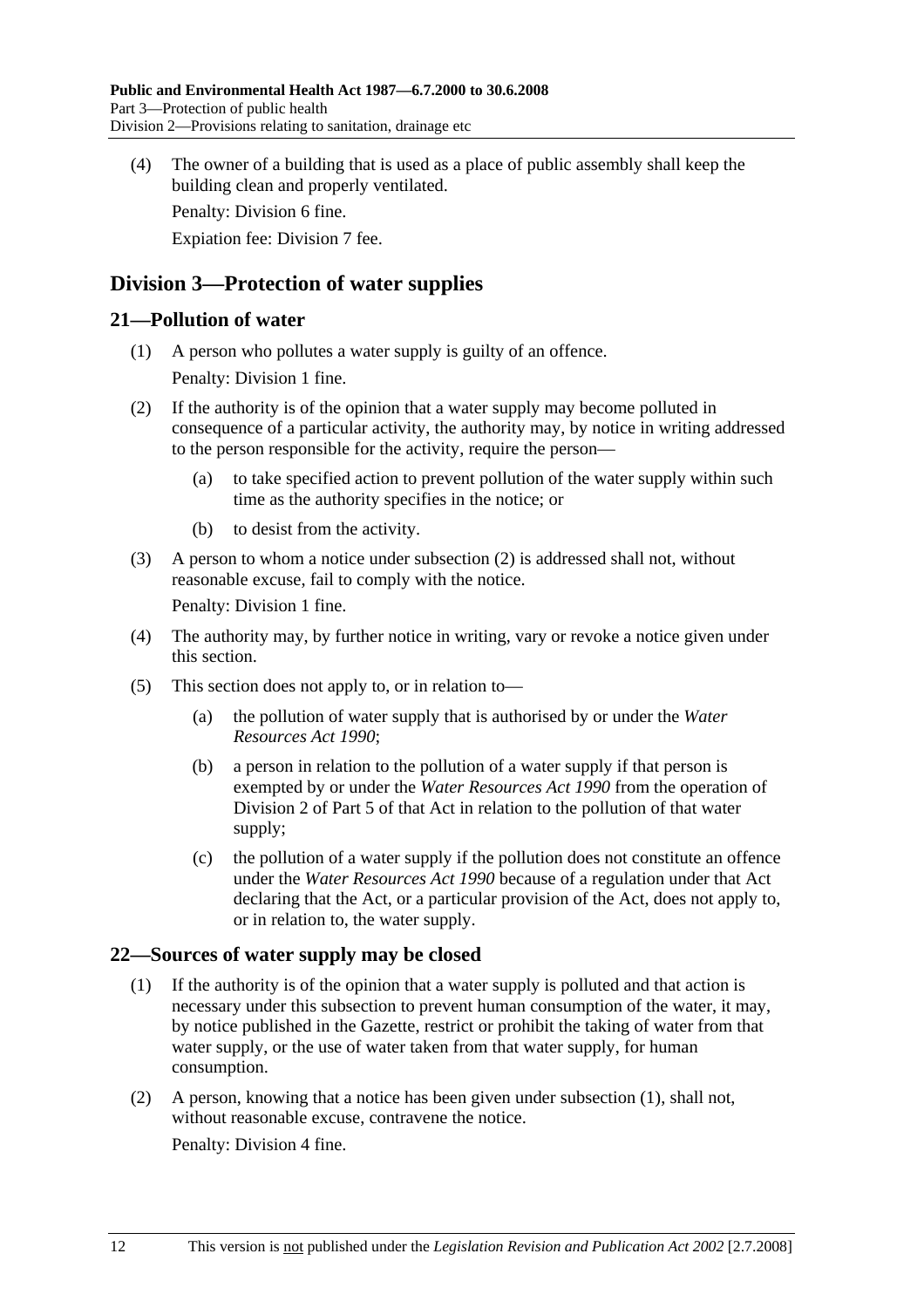(4) The owner of a building that is used as a place of public assembly shall keep the building clean and properly ventilated.

Penalty: Division 6 fine.

Expiation fee: Division 7 fee.

## Division 3—Protection of water supplies

### 21—Pollution of water

(1) A person who pollutes a water supply is guilty of an offence.

Penalty: Division 1 fine.

(2) If the authority is of the opinion that a water supply may become polluted in consequence of a particular activity, the authority may, by notice in writing addressed to the person responsible for the activity, require the person—

(a) to take specified action to prevent pollution of the water supply within such time as the authority specifies in the notice; or

(b) to desist from the activity.

(3) A person to whom a notice under subsection (2) is addressed shall not, without reasonable excuse, fail to comply with the notice.

Penalty: Division 1 fine.

(4) The authority may, by further notice in writing, vary or revoke a notice given under this section.

(5) This section does not apply to, or in relation to—

(a) the pollution of water supply that is authorised by or under the *Water Resources Act 1990*;

(b) a person in relation to the pollution of a water supply if that person is exempted by or under the *Water Resources Act 1990* from the operation of Division 2 of Part 5 of that Act in relation to the pollution of that water supply;

(c) the pollution of a water supply if the pollution does not constitute an offence under the *Water Resources Act 1990* because of a regulation under that Act declaring that the Act, or a particular provision of the Act, does not apply to, or in relation to, the water supply.

### 22—Sources of water supply may be closed

(1) If the authority is of the opinion that a water supply is polluted and that action is necessary under this subsection to prevent human consumption of the water, it may, by notice published in the Gazette, restrict or prohibit the taking of water from that water supply, or the use of water taken from that water supply, for human consumption.

(2) A person, knowing that a notice has been given under subsection (1), shall not, without reasonable excuse, contravene the notice.

Penalty: Division 4 fine.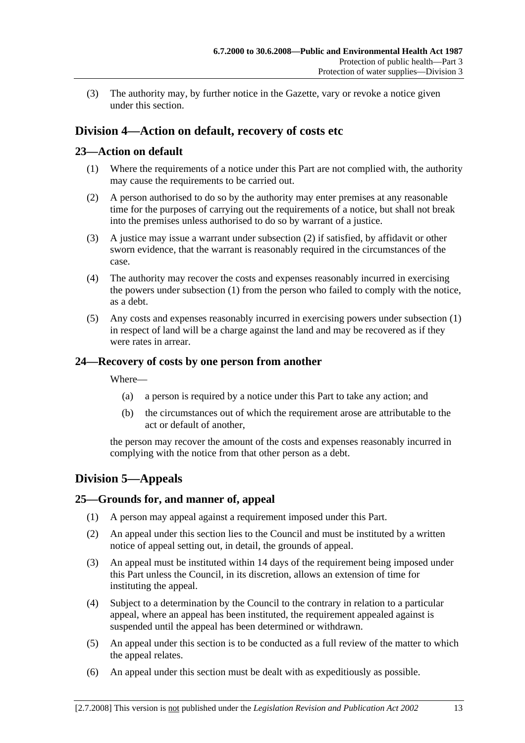(3) The authority may, by further notice in the Gazette, vary or revoke a notice given under this section.

## Division 4—Action on default, recovery of costs etc

### 23—Action on default

(1) Where the requirements of a notice under this Part are not complied with, the authority may cause the requirements to be carried out.

(2) A person authorised to do so by the authority may enter premises at any reasonable time for the purposes of carrying out the requirements of a notice, but shall not break into the premises unless authorised to do so by warrant of a justice.

(3) A justice may issue a warrant under subsection (2) if satisfied, by affidavit or other sworn evidence, that the warrant is reasonably required in the circumstances of the case.

(4) The authority may recover the costs and expenses reasonably incurred in exercising the powers under subsection (1) from the person who failed to comply with the notice, as a debt.

(5) Any costs and expenses reasonably incurred in exercising powers under subsection (1) in respect of land will be a charge against the land and may be recovered as if they were rates in arrear.

### 24—Recovery of costs by one person from another

Where—

(a) a person is required by a notice under this Part to take any action; and

(b) the circumstances out of which the requirement arose are attributable to the act or default of another,

the person may recover the amount of the costs and expenses reasonably incurred in complying with the notice from that other person as a debt.

## Division 5—Appeals

### 25—Grounds for, and manner of, appeal

(1) A person may appeal against a requirement imposed under this Part.

(2) An appeal under this section lies to the Council and must be instituted by a written notice of appeal setting out, in detail, the grounds of appeal.

(3) An appeal must be instituted within 14 days of the requirement being imposed under this Part unless the Council, in its discretion, allows an extension of time for instituting the appeal.

(4) Subject to a determination by the Council to the contrary in relation to a particular appeal, where an appeal has been instituted, the requirement appealed against is suspended until the appeal has been determined or withdrawn.

(5) An appeal under this section is to be conducted as a full review of the matter to which the appeal relates.

(6) An appeal under this section must be dealt with as expeditiously as possible.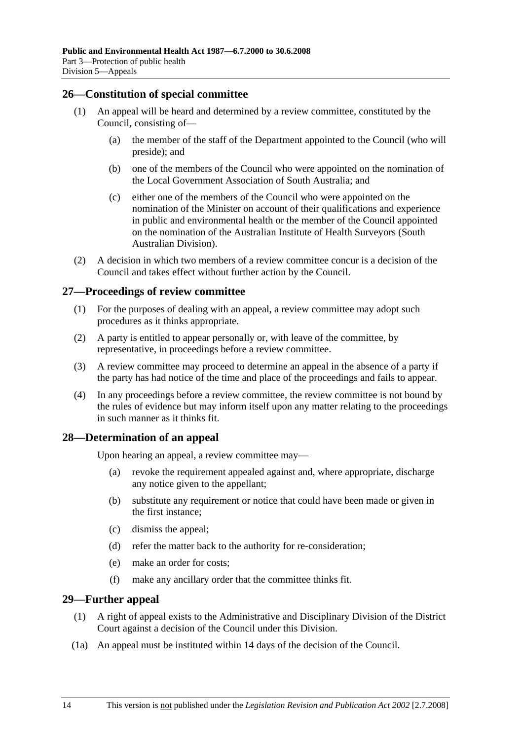## 26—Constitution of special committee

(1) An appeal will be heard and determined by a review committee, constituted by the Council, consisting of—

(a) the member of the staff of the Department appointed to the Council (who will preside); and

(b) one of the members of the Council who were appointed on the nomination of the Local Government Association of South Australia; and

(c) either one of the members of the Council who were appointed on the nomination of the Minister on account of their qualifications and experience in public and environmental health or the member of the Council appointed on the nomination of the Australian Institute of Health Surveyors (South Australian Division).

(2) A decision in which two members of a review committee concur is a decision of the Council and takes effect without further action by the Council.

## 27—Proceedings of review committee

(1) For the purposes of dealing with an appeal, a review committee may adopt such procedures as it thinks appropriate.

(2) A party is entitled to appear personally or, with leave of the committee, by representative, in proceedings before a review committee.

(3) A review committee may proceed to determine an appeal in the absence of a party if the party has had notice of the time and place of the proceedings and fails to appear.

(4) In any proceedings before a review committee, the review committee is not bound by the rules of evidence but may inform itself upon any matter relating to the proceedings in such manner as it thinks fit.

## 28—Determination of an appeal

Upon hearing an appeal, a review committee may—

(a) revoke the requirement appealed against and, where appropriate, discharge any notice given to the appellant;

(b) substitute any requirement or notice that could have been made or given in the first instance;

(c) dismiss the appeal;

(d) refer the matter back to the authority for re-consideration;

(e) make an order for costs;

(f) make any ancillary order that the committee thinks fit.

## 29—Further appeal

(1) A right of appeal exists to the Administrative and Disciplinary Division of the District Court against a decision of the Council under this Division.

(1a) An appeal must be instituted within 14 days of the decision of the Council.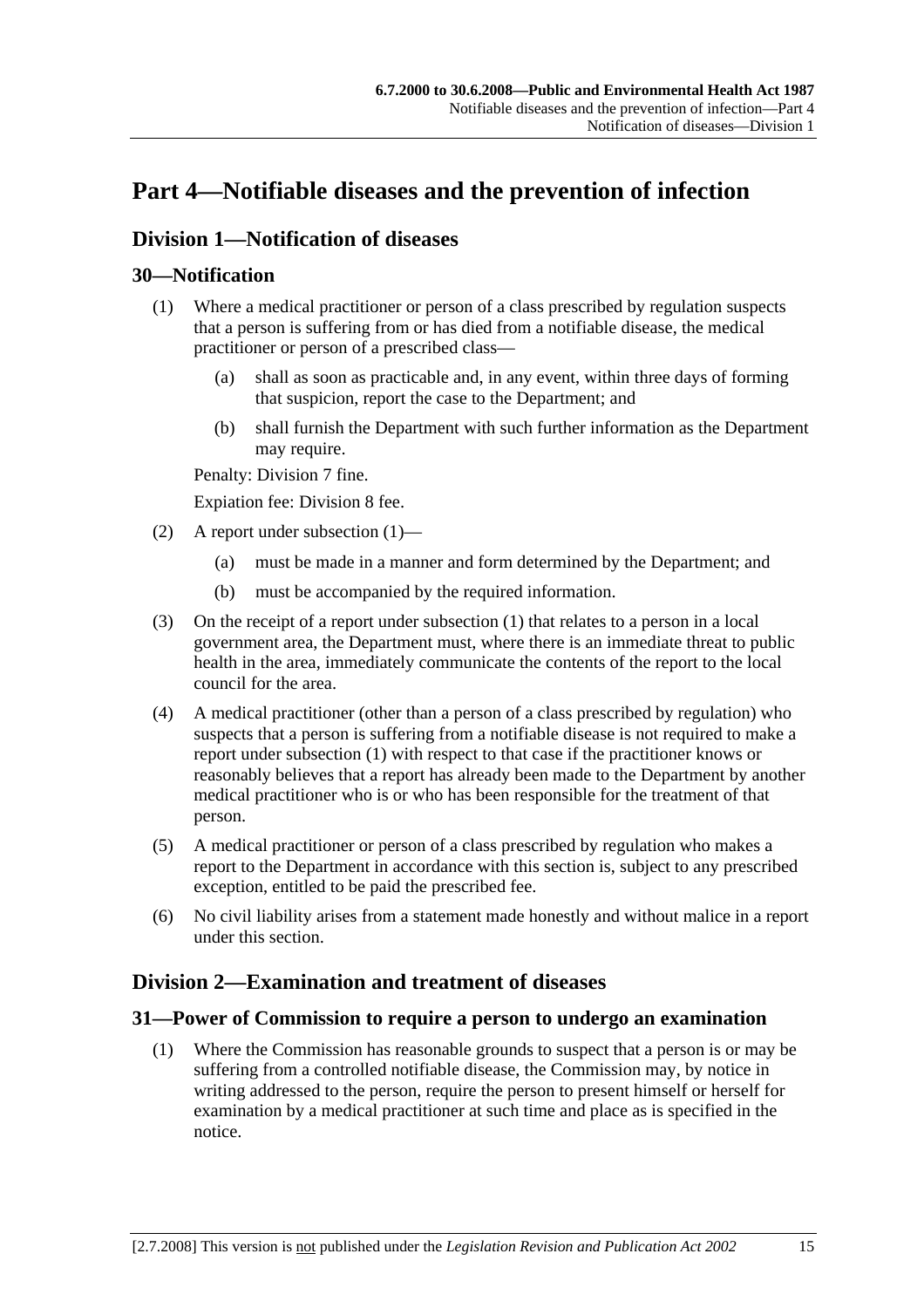# Part 4—Notifiable diseases and the prevention of infection

## Division 1—Notification of diseases

### 30—Notification

(1) Where a medical practitioner or person of a class prescribed by regulation suspects that a person is suffering from or has died from a notifiable disease, the medical practitioner or person of a prescribed class—

(a) shall as soon as practicable and, in any event, within three days of forming that suspicion, report the case to the Department; and

(b) shall furnish the Department with such further information as the Department may require.

Penalty: Division 7 fine.

Expiation fee: Division 8 fee.

(2) A report under subsection (1)—

(a) must be made in a manner and form determined by the Department; and

(b) must be accompanied by the required information.

(3) On the receipt of a report under subsection (1) that relates to a person in a local government area, the Department must, where there is an immediate threat to public health in the area, immediately communicate the contents of the report to the local council for the area.

(4) A medical practitioner (other than a person of a class prescribed by regulation) who suspects that a person is suffering from a notifiable disease is not required to make a report under subsection (1) with respect to that case if the practitioner knows or reasonably believes that a report has already been made to the Department by another medical practitioner who is or who has been responsible for the treatment of that person.

(5) A medical practitioner or person of a class prescribed by regulation who makes a report to the Department in accordance with this section is, subject to any prescribed exception, entitled to be paid the prescribed fee.

(6) No civil liability arises from a statement made honestly and without malice in a report under this section.

## Division 2—Examination and treatment of diseases

### 31—Power of Commission to require a person to undergo an examination

(1) Where the Commission has reasonable grounds to suspect that a person is or may be suffering from a controlled notifiable disease, the Commission may, by notice in writing addressed to the person, require the person to present himself or herself for examination by a medical practitioner at such time and place as is specified in the notice.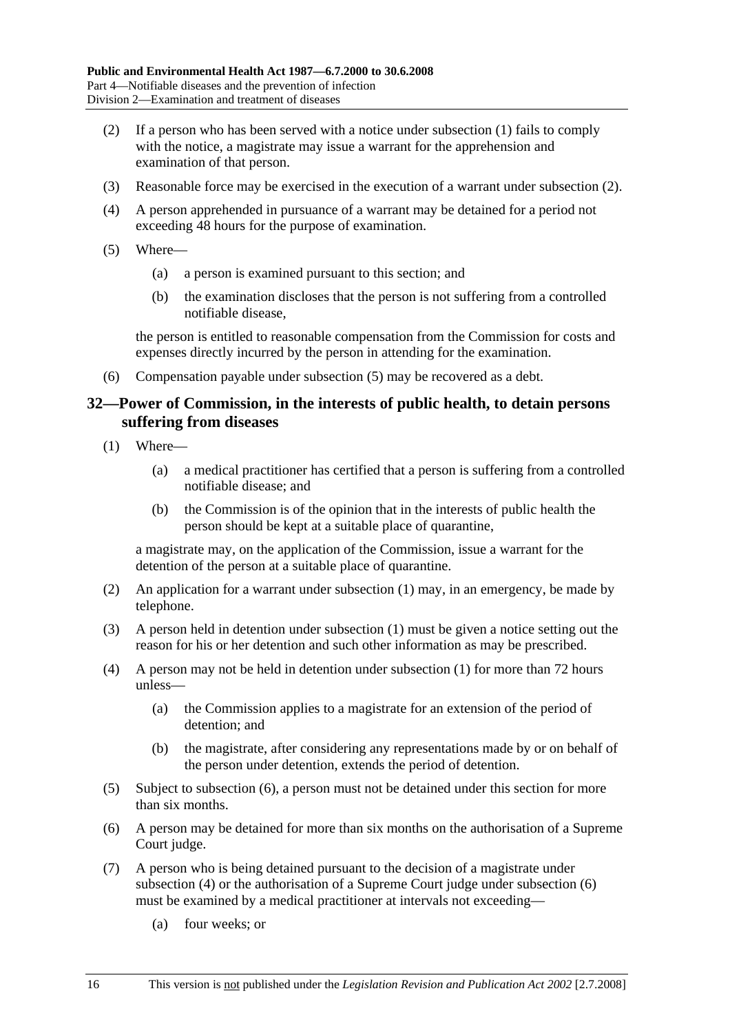(2) If a person who has been served with a notice under subsection (1) fails to comply with the notice, a magistrate may issue a warrant for the apprehension and examination of that person.

(3) Reasonable force may be exercised in the execution of a warrant under subsection (2).

(4) A person apprehended in pursuance of a warrant may be detained for a period not exceeding 48 hours for the purpose of examination.

(5) Where—

(a) a person is examined pursuant to this section; and

(b) the examination discloses that the person is not suffering from a controlled notifiable disease,

the person is entitled to reasonable compensation from the Commission for costs and expenses directly incurred by the person in attending for the examination.

(6) Compensation payable under subsection (5) may be recovered as a debt.

## 32—Power of Commission, in the interests of public health, to detain persons suffering from diseases

(1) Where—

(a) a medical practitioner has certified that a person is suffering from a controlled notifiable disease; and

(b) the Commission is of the opinion that in the interests of public health the person should be kept at a suitable place of quarantine,

a magistrate may, on the application of the Commission, issue a warrant for the detention of the person at a suitable place of quarantine.

(2) An application for a warrant under subsection (1) may, in an emergency, be made by telephone.

(3) A person held in detention under subsection (1) must be given a notice setting out the reason for his or her detention and such other information as may be prescribed.

(4) A person may not be held in detention under subsection (1) for more than 72 hours unless—

(a) the Commission applies to a magistrate for an extension of the period of detention; and

(b) the magistrate, after considering any representations made by or on behalf of the person under detention, extends the period of detention.

(5) Subject to subsection (6), a person must not be detained under this section for more than six months.

(6) A person may be detained for more than six months on the authorisation of a Supreme Court judge.

(7) A person who is being detained pursuant to the decision of a magistrate under subsection (4) or the authorisation of a Supreme Court judge under subsection (6) must be examined by a medical practitioner at intervals not exceeding—

(a) four weeks; or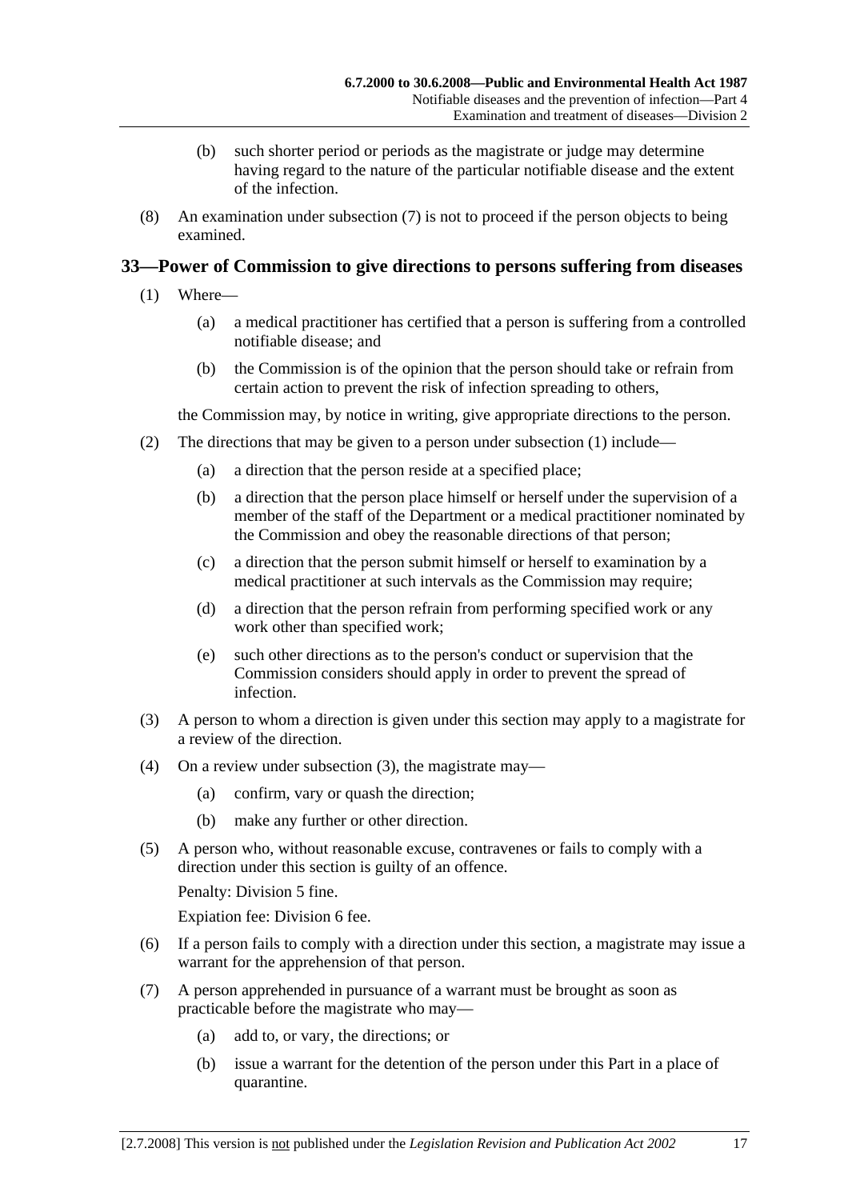(b) such shorter period or periods as the magistrate or judge may determine having regard to the nature of the particular notifiable disease and the extent of the infection.

(8) An examination under subsection (7) is not to proceed if the person objects to being examined.

## 33—Power of Commission to give directions to persons suffering from diseases

(1) Where—

(a) a medical practitioner has certified that a person is suffering from a controlled notifiable disease; and

(b) the Commission is of the opinion that the person should take or refrain from certain action to prevent the risk of infection spreading to others,

the Commission may, by notice in writing, give appropriate directions to the person.

(2) The directions that may be given to a person under subsection (1) include—

(a) a direction that the person reside at a specified place;

(b) a direction that the person place himself or herself under the supervision of a member of the staff of the Department or a medical practitioner nominated by the Commission and obey the reasonable directions of that person;

(c) a direction that the person submit himself or herself to examination by a medical practitioner at such intervals as the Commission may require;

(d) a direction that the person refrain from performing specified work or any work other than specified work;

(e) such other directions as to the person's conduct or supervision that the Commission considers should apply in order to prevent the spread of infection.

(3) A person to whom a direction is given under this section may apply to a magistrate for a review of the direction.

(4) On a review under subsection (3), the magistrate may—

(a) confirm, vary or quash the direction;

(b) make any further or other direction.

(5) A person who, without reasonable excuse, contravenes or fails to comply with a direction under this section is guilty of an offence.

Penalty: Division 5 fine.

Expiation fee: Division 6 fee.

(6) If a person fails to comply with a direction under this section, a magistrate may issue a warrant for the apprehension of that person.

(7) A person apprehended in pursuance of a warrant must be brought as soon as practicable before the magistrate who may—

(a) add to, or vary, the directions; or

(b) issue a warrant for the detention of the person under this Part in a place of quarantine.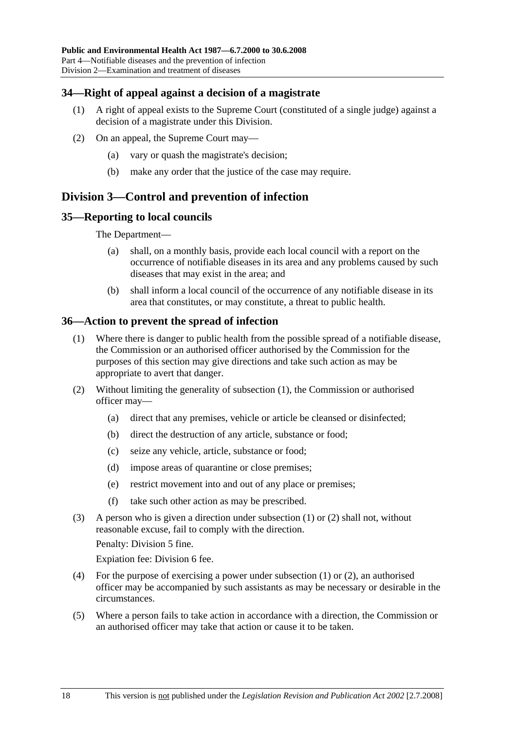## 34—Right of appeal against a decision of a magistrate

(1) A right of appeal exists to the Supreme Court (constituted of a single judge) against a decision of a magistrate under this Division.

(2) On an appeal, the Supreme Court may—

(a) vary or quash the magistrate's decision;

(b) make any order that the justice of the case may require.

# Division 3—Control and prevention of infection

## 35—Reporting to local councils

The Department—

(a) shall, on a monthly basis, provide each local council with a report on the occurrence of notifiable diseases in its area and any problems caused by such diseases that may exist in the area; and

(b) shall inform a local council of the occurrence of any notifiable disease in its area that constitutes, or may constitute, a threat to public health.

## 36—Action to prevent the spread of infection

(1) Where there is danger to public health from the possible spread of a notifiable disease, the Commission or an authorised officer authorised by the Commission for the purposes of this section may give directions and take such action as may be appropriate to avert that danger.

(2) Without limiting the generality of subsection (1), the Commission or authorised officer may—

(a) direct that any premises, vehicle or article be cleansed or disinfected;

(b) direct the destruction of any article, substance or food;

(c) seize any vehicle, article, substance or food;

(d) impose areas of quarantine or close premises;

(e) restrict movement into and out of any place or premises;

(f) take such other action as may be prescribed.

(3) A person who is given a direction under subsection (1) or (2) shall not, without reasonable excuse, fail to comply with the direction.

Penalty: Division 5 fine.

Expiation fee: Division 6 fee.

(4) For the purpose of exercising a power under subsection (1) or (2), an authorised officer may be accompanied by such assistants as may be necessary or desirable in the circumstances.

(5) Where a person fails to take action in accordance with a direction, the Commission or an authorised officer may take that action or cause it to be taken.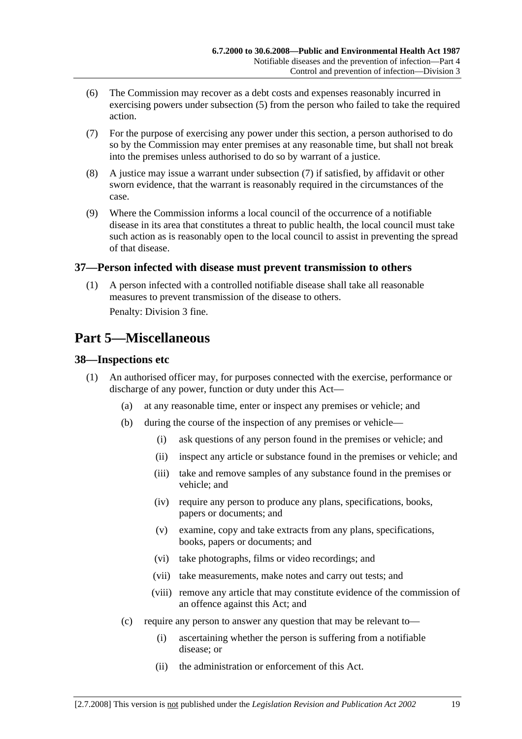(6) The Commission may recover as a debt costs and expenses reasonably incurred in exercising powers under subsection (5) from the person who failed to take the required action.

(7) For the purpose of exercising any power under this section, a person authorised to do so by the Commission may enter premises at any reasonable time, but shall not break into the premises unless authorised to do so by warrant of a justice.

(8) A justice may issue a warrant under subsection (7) if satisfied, by affidavit or other sworn evidence, that the warrant is reasonably required in the circumstances of the case.

(9) Where the Commission informs a local council of the occurrence of a notifiable disease in its area that constitutes a threat to public health, the local council must take such action as is reasonably open to the local council to assist in preventing the spread of that disease.

### 37—Person infected with disease must prevent transmission to others

(1) A person infected with a controlled notifiable disease shall take all reasonable measures to prevent transmission of the disease to others.

Penalty: Division 3 fine.

## Part 5—Miscellaneous

### 38—Inspections etc

(1) An authorised officer may, for purposes connected with the exercise, performance or discharge of any power, function or duty under this Act—

(a) at any reasonable time, enter or inspect any premises or vehicle; and

(b) during the course of the inspection of any premises or vehicle—

(i) ask questions of any person found in the premises or vehicle; and

(ii) inspect any article or substance found in the premises or vehicle; and

(iii) take and remove samples of any substance found in the premises or vehicle; and

(iv) require any person to produce any plans, specifications, books, papers or documents; and

(v) examine, copy and take extracts from any plans, specifications, books, papers or documents; and

(vi) take photographs, films or video recordings; and

(vii) take measurements, make notes and carry out tests; and

(viii) remove any article that may constitute evidence of the commission of an offence against this Act; and

(c) require any person to answer any question that may be relevant to—

(i) ascertaining whether the person is suffering from a notifiable disease; or

(ii) the administration or enforcement of this Act.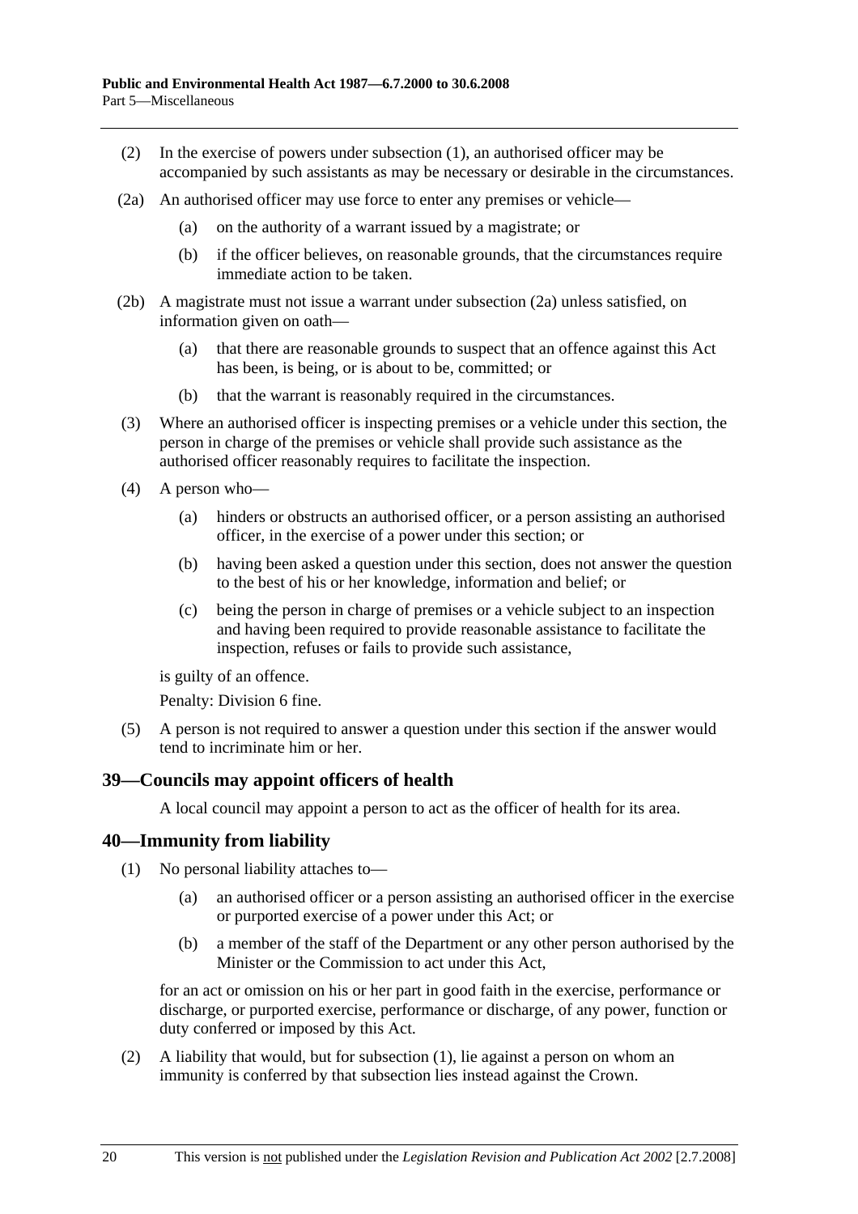(2) In the exercise of powers under subsection (1), an authorised officer may be accompanied by such assistants as may be necessary or desirable in the circumstances.

(2a) An authorised officer may use force to enter any premises or vehicle—

- (a) on the authority of a warrant issued by a magistrate; or
- (b) if the officer believes, on reasonable grounds, that the circumstances require immediate action to be taken.

(2b) A magistrate must not issue a warrant under subsection (2a) unless satisfied, on information given on oath—

- (a) that there are reasonable grounds to suspect that an offence against this Act has been, is being, or is about to be, committed; or
- (b) that the warrant is reasonably required in the circumstances.

(3) Where an authorised officer is inspecting premises or a vehicle under this section, the person in charge of the premises or vehicle shall provide such assistance as the authorised officer reasonably requires to facilitate the inspection.

(4) A person who—

- (a) hinders or obstructs an authorised officer, or a person assisting an authorised officer, in the exercise of a power under this section; or
- (b) having been asked a question under this section, does not answer the question to the best of his or her knowledge, information and belief; or
- (c) being the person in charge of premises or a vehicle subject to an inspection and having been required to provide reasonable assistance to facilitate the inspection, refuses or fails to provide such assistance,

is guilty of an offence.

Penalty: Division 6 fine.

(5) A person is not required to answer a question under this section if the answer would tend to incriminate him or her.

## 39—Councils may appoint officers of health

A local council may appoint a person to act as the officer of health for its area.

## 40—Immunity from liability

(1) No personal liability attaches to—

- (a) an authorised officer or a person assisting an authorised officer in the exercise or purported exercise of a power under this Act; or
- (b) a member of the staff of the Department or any other person authorised by the Minister or the Commission to act under this Act,

for an act or omission on his or her part in good faith in the exercise, performance or discharge, or purported exercise, performance or discharge, of any power, function or duty conferred or imposed by this Act.

(2) A liability that would, but for subsection (1), lie against a person on whom an immunity is conferred by that subsection lies instead against the Crown.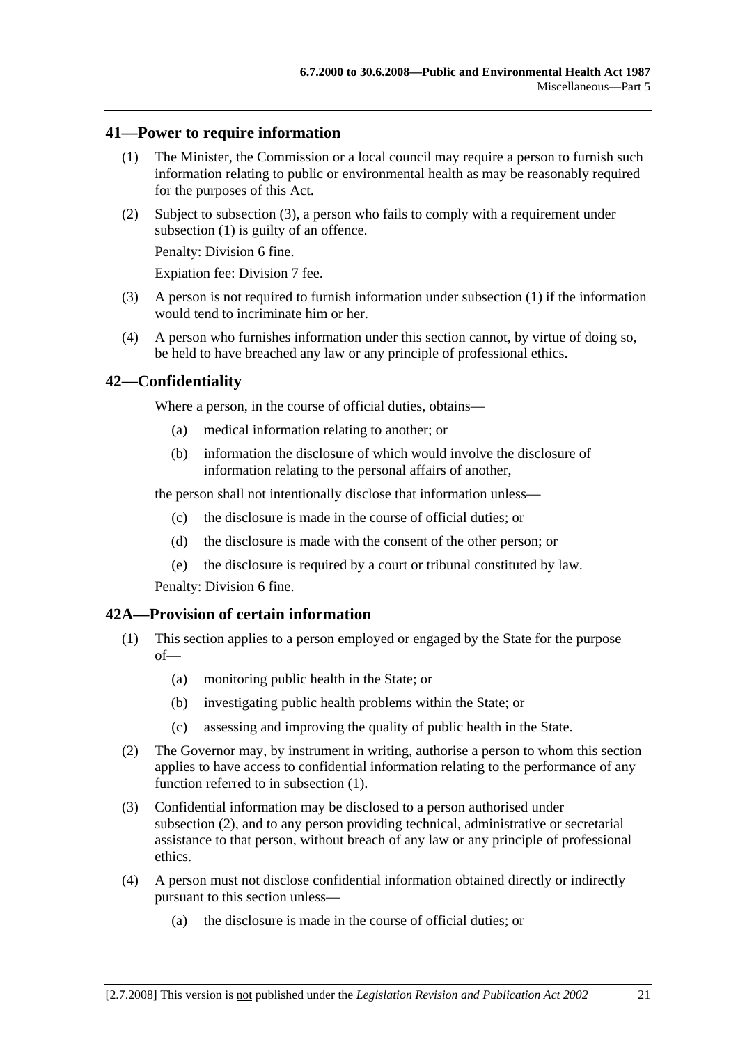## 41—Power to require information

(1) The Minister, the Commission or a local council may require a person to furnish such information relating to public or environmental health as may be reasonably required for the purposes of this Act.

(2) Subject to subsection (3), a person who fails to comply with a requirement under subsection (1) is guilty of an offence.

Penalty: Division 6 fine.

Expiation fee: Division 7 fee.

(3) A person is not required to furnish information under subsection (1) if the information would tend to incriminate him or her.

(4) A person who furnishes information under this section cannot, by virtue of doing so, be held to have breached any law or any principle of professional ethics.

## 42—Confidentiality

Where a person, in the course of official duties, obtains—

(a) medical information relating to another; or

(b) information the disclosure of which would involve the disclosure of information relating to the personal affairs of another,

the person shall not intentionally disclose that information unless—

(c) the disclosure is made in the course of official duties; or

(d) the disclosure is made with the consent of the other person; or

(e) the disclosure is required by a court or tribunal constituted by law.

Penalty: Division 6 fine.

## 42A—Provision of certain information

(1) This section applies to a person employed or engaged by the State for the purpose of—

(a) monitoring public health in the State; or

(b) investigating public health problems within the State; or

(c) assessing and improving the quality of public health in the State.

(2) The Governor may, by instrument in writing, authorise a person to whom this section applies to have access to confidential information relating to the performance of any function referred to in subsection (1).

(3) Confidential information may be disclosed to a person authorised under subsection (2), and to any person providing technical, administrative or secretarial assistance to that person, without breach of any law or any principle of professional ethics.

(4) A person must not disclose confidential information obtained directly or indirectly pursuant to this section unless—

(a) the disclosure is made in the course of official duties; or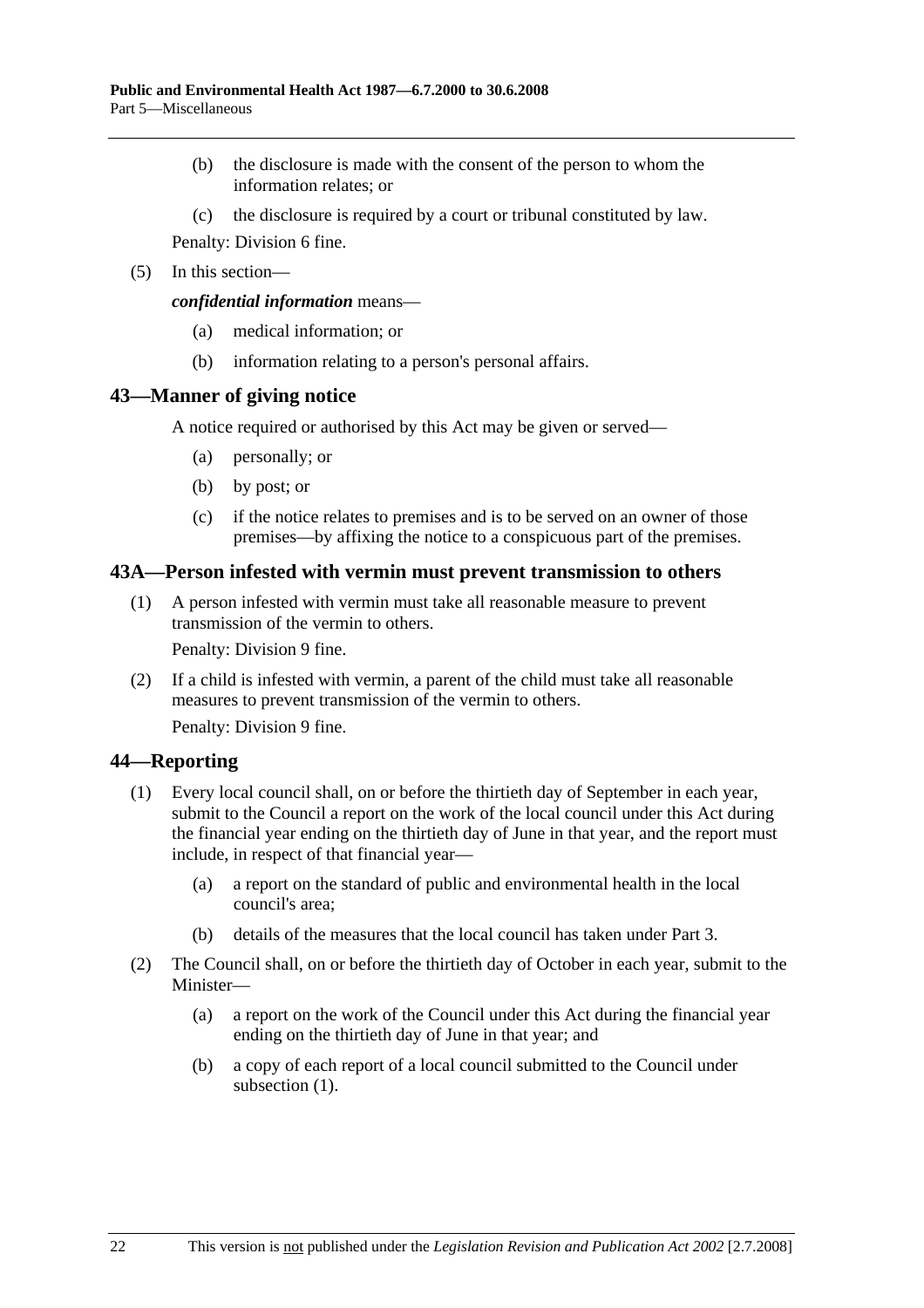(b) the disclosure is made with the consent of the person to whom the information relates; or

(c) the disclosure is required by a court or tribunal constituted by law.

Penalty: Division 6 fine.

(5) In this section—

***confidential information*** means—

(a) medical information; or

(b) information relating to a person's personal affairs.

## 43—Manner of giving notice

A notice required or authorised by this Act may be given or served—

(a) personally; or

(b) by post; or

(c) if the notice relates to premises and is to be served on an owner of those premises—by affixing the notice to a conspicuous part of the premises.

## 43A—Person infested with vermin must prevent transmission to others

(1) A person infested with vermin must take all reasonable measure to prevent transmission of the vermin to others.

Penalty: Division 9 fine.

(2) If a child is infested with vermin, a parent of the child must take all reasonable measures to prevent transmission of the vermin to others.

Penalty: Division 9 fine.

## 44—Reporting

(1) Every local council shall, on or before the thirtieth day of September in each year, submit to the Council a report on the work of the local council under this Act during the financial year ending on the thirtieth day of June in that year, and the report must include, in respect of that financial year—

(a) a report on the standard of public and environmental health in the local council's area;

(b) details of the measures that the local council has taken under Part 3.

(2) The Council shall, on or before the thirtieth day of October in each year, submit to the Minister—

(a) a report on the work of the Council under this Act during the financial year ending on the thirtieth day of June in that year; and

(b) a copy of each report of a local council submitted to the Council under subsection (1).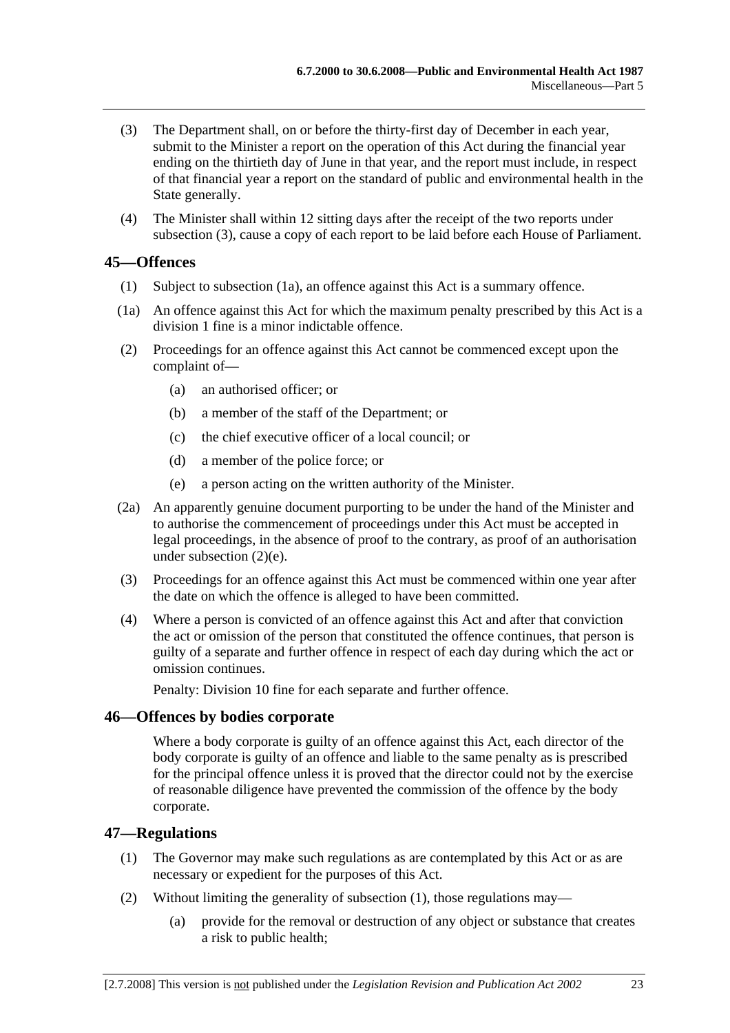(3) The Department shall, on or before the thirty-first day of December in each year, submit to the Minister a report on the operation of this Act during the financial year ending on the thirtieth day of June in that year, and the report must include, in respect of that financial year a report on the standard of public and environmental health in the State generally.

(4) The Minister shall within 12 sitting days after the receipt of the two reports under subsection (3), cause a copy of each report to be laid before each House of Parliament.

## 45—Offences

(1) Subject to subsection (1a), an offence against this Act is a summary offence.

(1a) An offence against this Act for which the maximum penalty prescribed by this Act is a division 1 fine is a minor indictable offence.

(2) Proceedings for an offence against this Act cannot be commenced except upon the complaint of—

(a) an authorised officer; or

(b) a member of the staff of the Department; or

(c) the chief executive officer of a local council; or

(d) a member of the police force; or

(e) a person acting on the written authority of the Minister.

(2a) An apparently genuine document purporting to be under the hand of the Minister and to authorise the commencement of proceedings under this Act must be accepted in legal proceedings, in the absence of proof to the contrary, as proof of an authorisation under subsection (2)(e).

(3) Proceedings for an offence against this Act must be commenced within one year after the date on which the offence is alleged to have been committed.

(4) Where a person is convicted of an offence against this Act and after that conviction the act or omission of the person that constituted the offence continues, that person is guilty of a separate and further offence in respect of each day during which the act or omission continues.

Penalty: Division 10 fine for each separate and further offence.

## 46—Offences by bodies corporate

Where a body corporate is guilty of an offence against this Act, each director of the body corporate is guilty of an offence and liable to the same penalty as is prescribed for the principal offence unless it is proved that the director could not by the exercise of reasonable diligence have prevented the commission of the offence by the body corporate.

## 47—Regulations

(1) The Governor may make such regulations as are contemplated by this Act or as are necessary or expedient for the purposes of this Act.

(2) Without limiting the generality of subsection (1), those regulations may—

(a) provide for the removal or destruction of any object or substance that creates a risk to public health;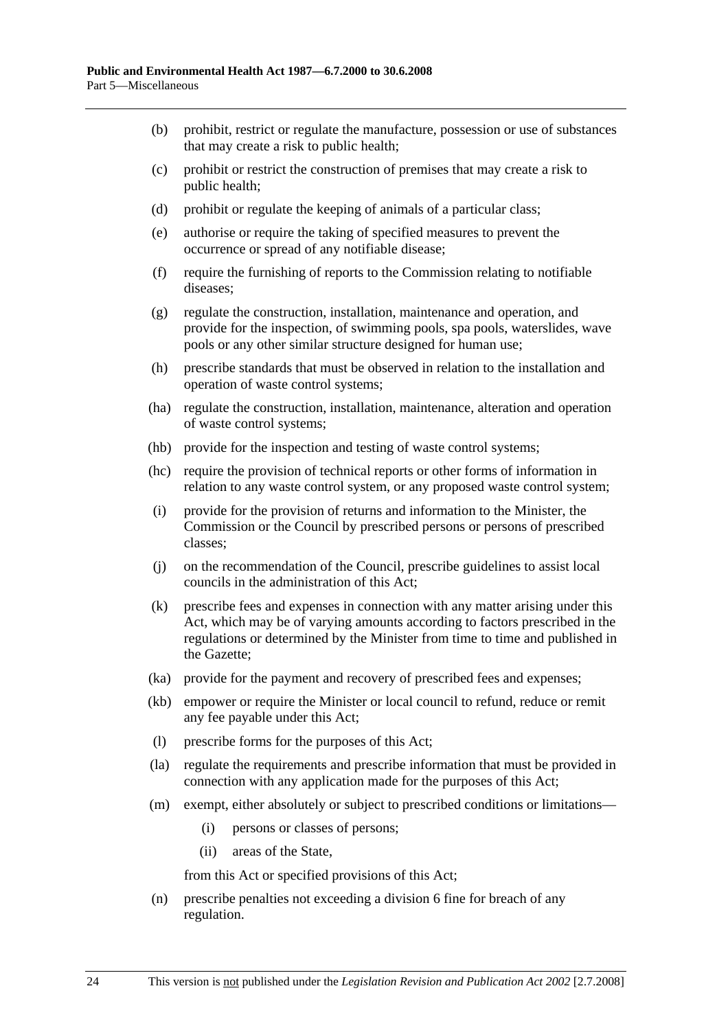(b) prohibit, restrict or regulate the manufacture, possession or use of substances that may create a risk to public health;

(c) prohibit or restrict the construction of premises that may create a risk to public health;

(d) prohibit or regulate the keeping of animals of a particular class;

(e) authorise or require the taking of specified measures to prevent the occurrence or spread of any notifiable disease;

(f) require the furnishing of reports to the Commission relating to notifiable diseases;

(g) regulate the construction, installation, maintenance and operation, and provide for the inspection, of swimming pools, spa pools, waterslides, wave pools or any other similar structure designed for human use;

(h) prescribe standards that must be observed in relation to the installation and operation of waste control systems;

(ha) regulate the construction, installation, maintenance, alteration and operation of waste control systems;

(hb) provide for the inspection and testing of waste control systems;

(hc) require the provision of technical reports or other forms of information in relation to any waste control system, or any proposed waste control system;

(i) provide for the provision of returns and information to the Minister, the Commission or the Council by prescribed persons or persons of prescribed classes;

(j) on the recommendation of the Council, prescribe guidelines to assist local councils in the administration of this Act;

(k) prescribe fees and expenses in connection with any matter arising under this Act, which may be of varying amounts according to factors prescribed in the regulations or determined by the Minister from time to time and published in the Gazette;

(ka) provide for the payment and recovery of prescribed fees and expenses;

(kb) empower or require the Minister or local council to refund, reduce or remit any fee payable under this Act;

(l) prescribe forms for the purposes of this Act;

(la) regulate the requirements and prescribe information that must be provided in connection with any application made for the purposes of this Act;

(m) exempt, either absolutely or subject to prescribed conditions or limitations—

 (i) persons or classes of persons;

 (ii) areas of the State,

 from this Act or specified provisions of this Act;

(n) prescribe penalties not exceeding a division 6 fine for breach of any regulation.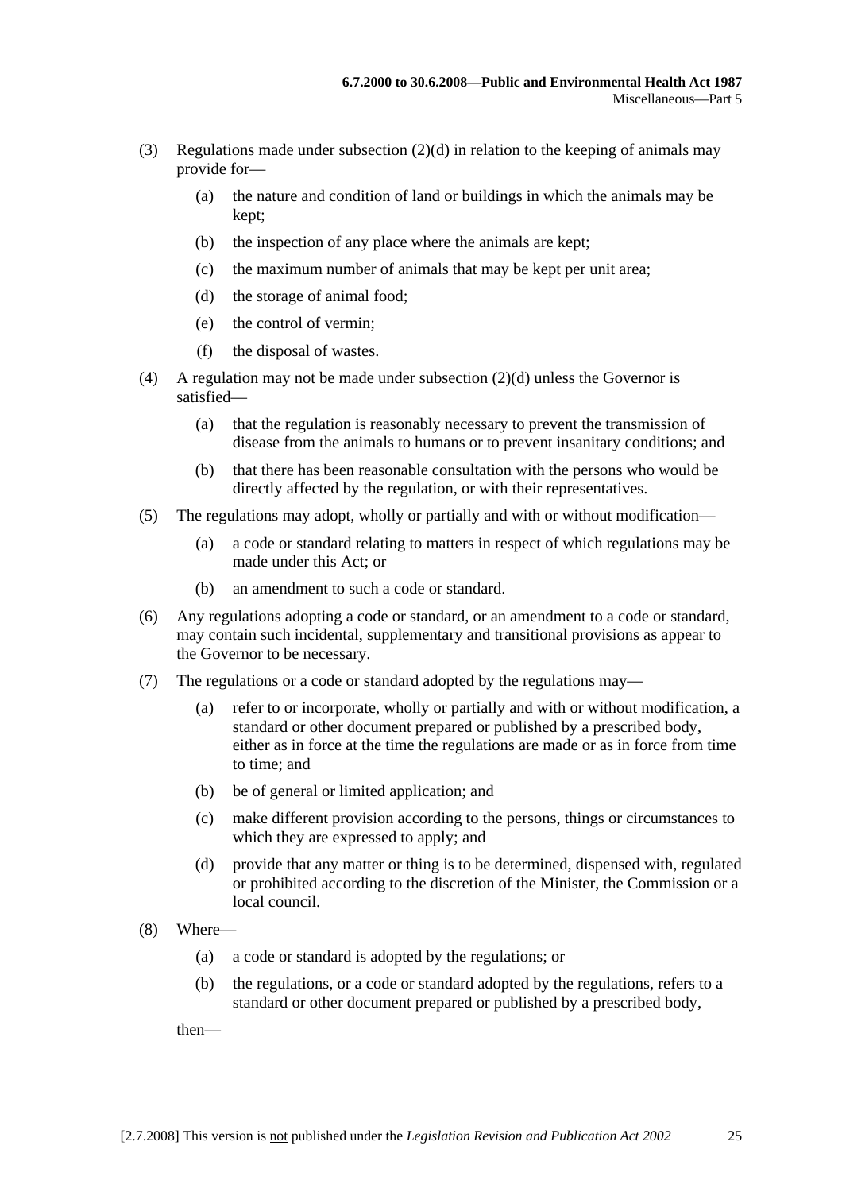(3) Regulations made under subsection (2)(d) in relation to the keeping of animals may provide for—

  (a) the nature and condition of land or buildings in which the animals may be kept;

  (b) the inspection of any place where the animals are kept;

  (c) the maximum number of animals that may be kept per unit area;

  (d) the storage of animal food;

  (e) the control of vermin;

  (f) the disposal of wastes.

(4) A regulation may not be made under subsection (2)(d) unless the Governor is satisfied—

  (a) that the regulation is reasonably necessary to prevent the transmission of disease from the animals to humans or to prevent insanitary conditions; and

  (b) that there has been reasonable consultation with the persons who would be directly affected by the regulation, or with their representatives.

(5) The regulations may adopt, wholly or partially and with or without modification—

  (a) a code or standard relating to matters in respect of which regulations may be made under this Act; or

  (b) an amendment to such a code or standard.

(6) Any regulations adopting a code or standard, or an amendment to a code or standard, may contain such incidental, supplementary and transitional provisions as appear to the Governor to be necessary.

(7) The regulations or a code or standard adopted by the regulations may—

  (a) refer to or incorporate, wholly or partially and with or without modification, a standard or other document prepared or published by a prescribed body, either as in force at the time the regulations are made or as in force from time to time; and

  (b) be of general or limited application; and

  (c) make different provision according to the persons, things or circumstances to which they are expressed to apply; and

  (d) provide that any matter or thing is to be determined, dispensed with, regulated or prohibited according to the discretion of the Minister, the Commission or a local council.

(8) Where—

  (a) a code or standard is adopted by the regulations; or

  (b) the regulations, or a code or standard adopted by the regulations, refers to a standard or other document prepared or published by a prescribed body,

then—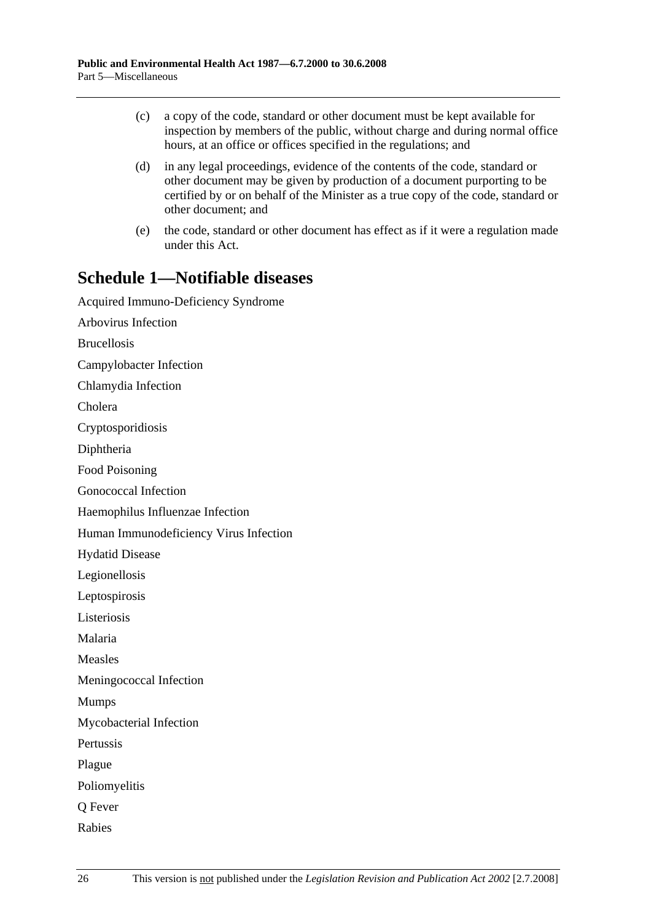(c) a copy of the code, standard or other document must be kept available for inspection by members of the public, without charge and during normal office hours, at an office or offices specified in the regulations; and

(d) in any legal proceedings, evidence of the contents of the code, standard or other document may be given by production of a document purporting to be certified by or on behalf of the Minister as a true copy of the code, standard or other document; and

(e) the code, standard or other document has effect as if it were a regulation made under this Act.

## Schedule 1—Notifiable diseases

Acquired Immuno-Deficiency Syndrome

Arbovirus Infection

Brucellosis

Campylobacter Infection

Chlamydia Infection

Cholera

Cryptosporidiosis

Diphtheria

Food Poisoning

Gonococcal Infection

Haemophilus Influenzae Infection

Human Immunodeficiency Virus Infection

Hydatid Disease

Legionellosis

Leptospirosis

Listeriosis

Malaria

Measles

Meningococcal Infection

Mumps

Mycobacterial Infection

Pertussis

Plague

Poliomyelitis

Q Fever

Rabies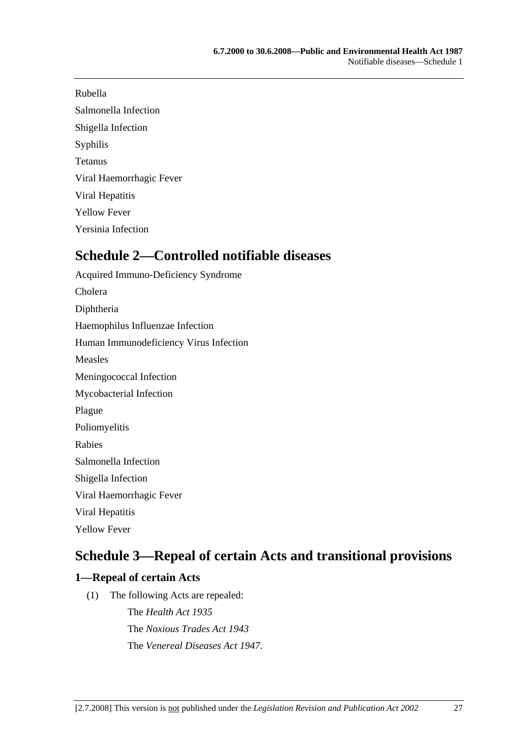Rubella

Salmonella Infection

Shigella Infection

Syphilis

Tetanus

Viral Haemorrhagic Fever

Viral Hepatitis

Yellow Fever

Yersinia Infection

# Schedule 2—Controlled notifiable diseases

Acquired Immuno-Deficiency Syndrome

Cholera

Diphtheria

Haemophilus Influenzae Infection

Human Immunodeficiency Virus Infection

Measles

Meningococcal Infection

Mycobacterial Infection

Plague

Poliomyelitis

Rabies

Salmonella Infection

Shigella Infection

Viral Haemorrhagic Fever

Viral Hepatitis

Yellow Fever

# Schedule 3—Repeal of certain Acts and transitional provisions

## 1—Repeal of certain Acts

(1) The following Acts are repealed:

The *Health Act 1935*

The *Noxious Trades Act 1943*

The *Venereal Diseases Act 1947*.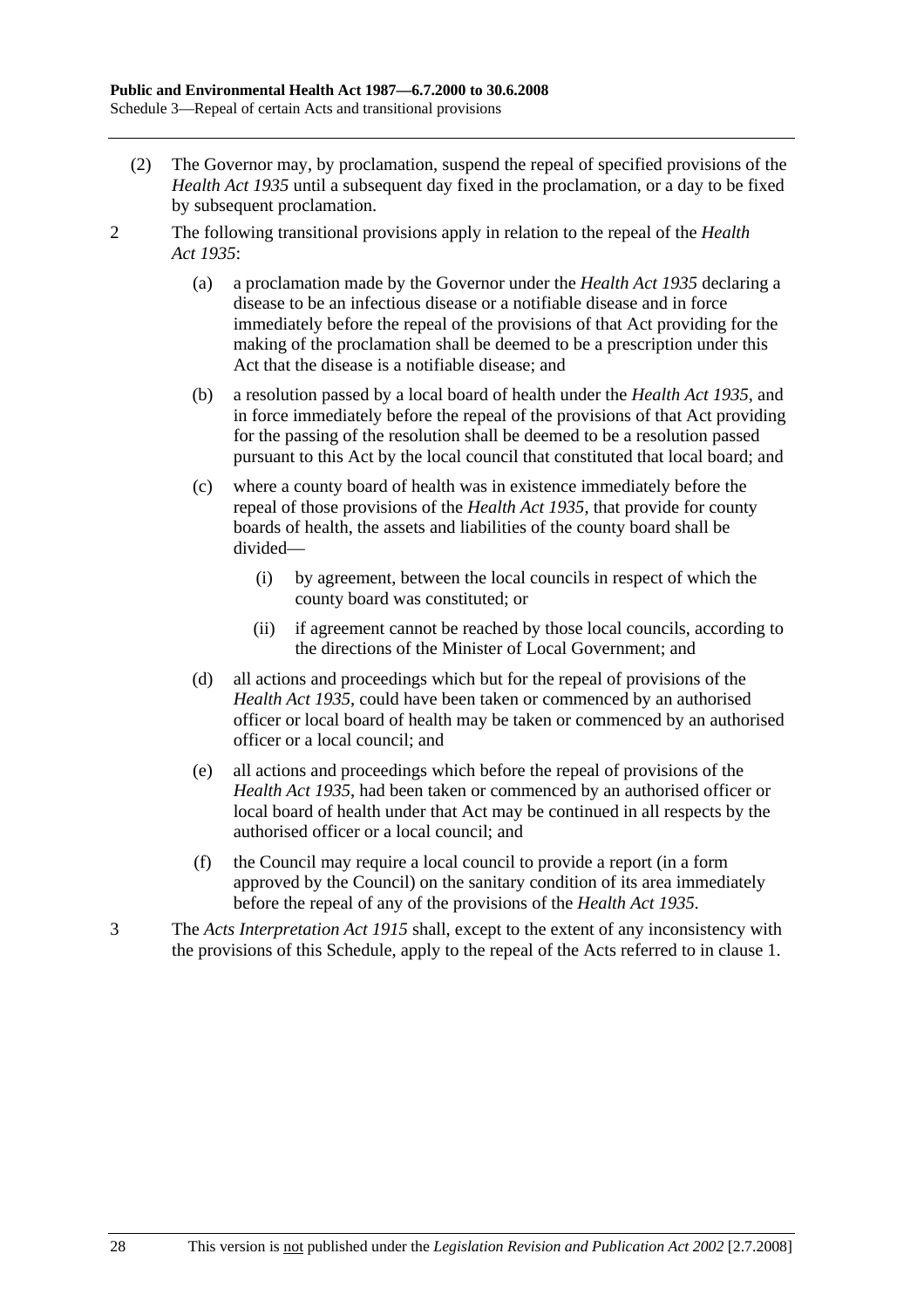(2) The Governor may, by proclamation, suspend the repeal of specified provisions of the *Health Act 1935* until a subsequent day fixed in the proclamation, or a day to be fixed by subsequent proclamation.

2 The following transitional provisions apply in relation to the repeal of the *Health Act 1935*:

(a) a proclamation made by the Governor under the *Health Act 1935* declaring a disease to be an infectious disease or a notifiable disease and in force immediately before the repeal of the provisions of that Act providing for the making of the proclamation shall be deemed to be a prescription under this Act that the disease is a notifiable disease; and

(b) a resolution passed by a local board of health under the *Health Act 1935*, and in force immediately before the repeal of the provisions of that Act providing for the passing of the resolution shall be deemed to be a resolution passed pursuant to this Act by the local council that constituted that local board; and

(c) where a county board of health was in existence immediately before the repeal of those provisions of the *Health Act 1935*, that provide for county boards of health, the assets and liabilities of the county board shall be divided—

(i) by agreement, between the local councils in respect of which the county board was constituted; or

(ii) if agreement cannot be reached by those local councils, according to the directions of the Minister of Local Government; and

(d) all actions and proceedings which but for the repeal of provisions of the *Health Act 1935*, could have been taken or commenced by an authorised officer or local board of health may be taken or commenced by an authorised officer or a local council; and

(e) all actions and proceedings which before the repeal of provisions of the *Health Act 1935*, had been taken or commenced by an authorised officer or local board of health under that Act may be continued in all respects by the authorised officer or a local council; and

(f) the Council may require a local council to provide a report (in a form approved by the Council) on the sanitary condition of its area immediately before the repeal of any of the provisions of the *Health Act 1935*.

3 The *Acts Interpretation Act 1915* shall, except to the extent of any inconsistency with the provisions of this Schedule, apply to the repeal of the Acts referred to in clause 1.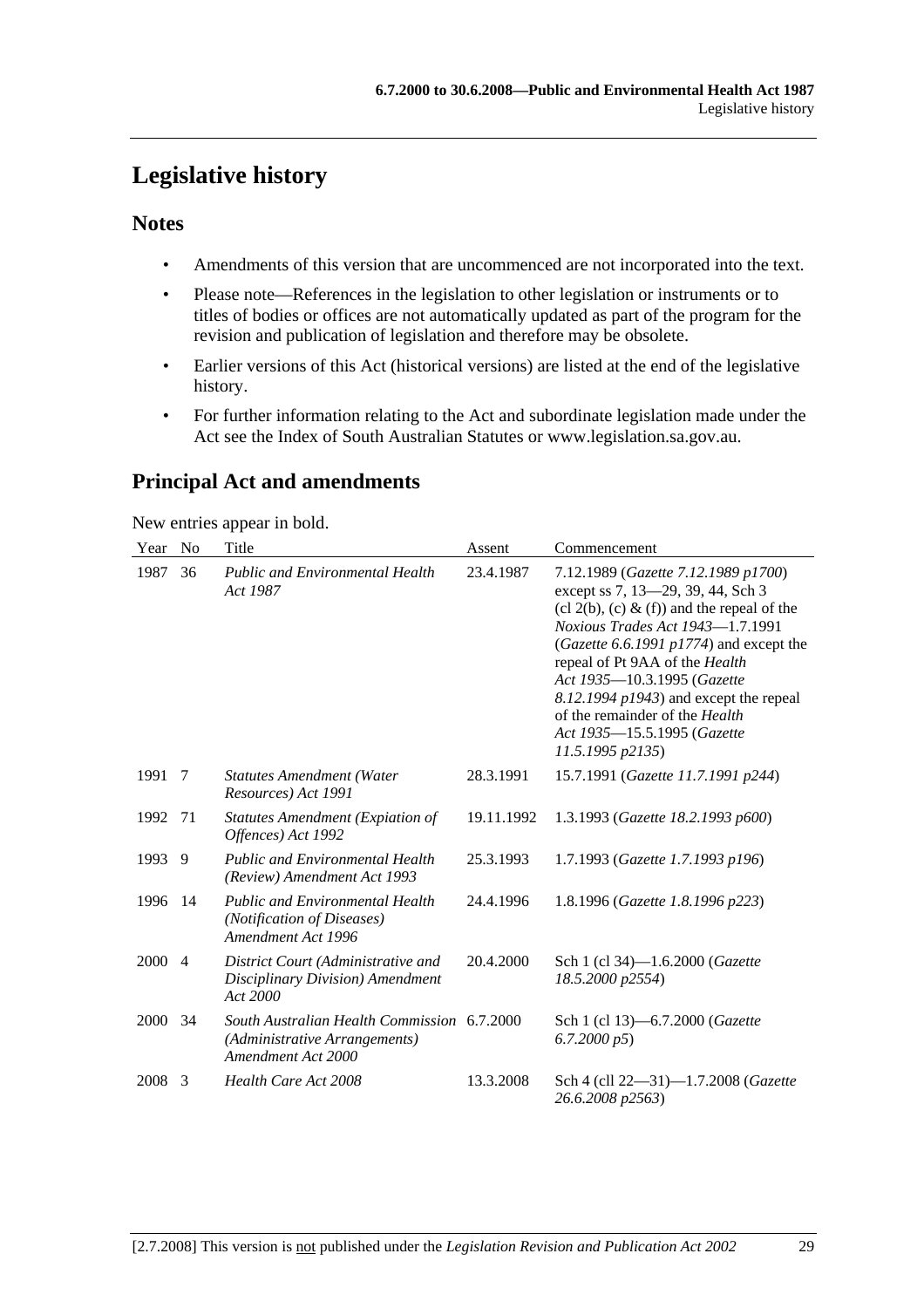# Legislative history

## Notes

- Amendments of this version that are uncommenced are not incorporated into the text.
- Please note—References in the legislation to other legislation or instruments or to titles of bodies or offices are not automatically updated as part of the program for the revision and publication of legislation and therefore may be obsolete.
- Earlier versions of this Act (historical versions) are listed at the end of the legislative history.
- For further information relating to the Act and subordinate legislation made under the Act see the Index of South Australian Statutes or www.legislation.sa.gov.au.

## Principal Act and amendments

New entries appear in bold.

| Year | No | Title | Assent | Commencement |
|---|---|---|---|---|
| 1987 | 36 | *Public and Environmental Health Act 1987* | 23.4.1987 | 7.12.1989 (*Gazette 7.12.1989 p1700*) except ss 7, 13—29, 39, 44, Sch 3 (cl 2(b), (c) & (f)) and the repeal of the *Noxious Trades Act 1943*—1.7.1991 (*Gazette 6.6.1991 p1774*) and except the repeal of Pt 9AA of the *Health Act 1935*—10.3.1995 (*Gazette 8.12.1994 p1943*) and except the repeal of the remainder of the *Health Act 1935*—15.5.1995 (*Gazette 11.5.1995 p2135*) |
| 1991 | 7 | *Statutes Amendment (Water Resources) Act 1991* | 28.3.1991 | 15.7.1991 (*Gazette 11.7.1991 p244*) |
| 1992 | 71 | *Statutes Amendment (Expiation of Offences) Act 1992* | 19.11.1992 | 1.3.1993 (*Gazette 18.2.1993 p600*) |
| 1993 | 9 | *Public and Environmental Health (Review) Amendment Act 1993* | 25.3.1993 | 1.7.1993 (*Gazette 1.7.1993 p196*) |
| 1996 | 14 | *Public and Environmental Health (Notification of Diseases) Amendment Act 1996* | 24.4.1996 | 1.8.1996 (*Gazette 1.8.1996 p223*) |
| 2000 | 4 | *District Court (Administrative and Disciplinary Division) Amendment Act 2000* | 20.4.2000 | Sch 1 (cl 34)—1.6.2000 (*Gazette 18.5.2000 p2554*) |
| 2000 | 34 | *South Australian Health Commission (Administrative Arrangements) Amendment Act 2000* | 6.7.2000 | Sch 1 (cl 13)—6.7.2000 (*Gazette 6.7.2000 p5*) |
| 2008 | 3 | *Health Care Act 2008* | 13.3.2008 | Sch 4 (cll 22—31)—1.7.2008 (*Gazette 26.6.2008 p2563*) |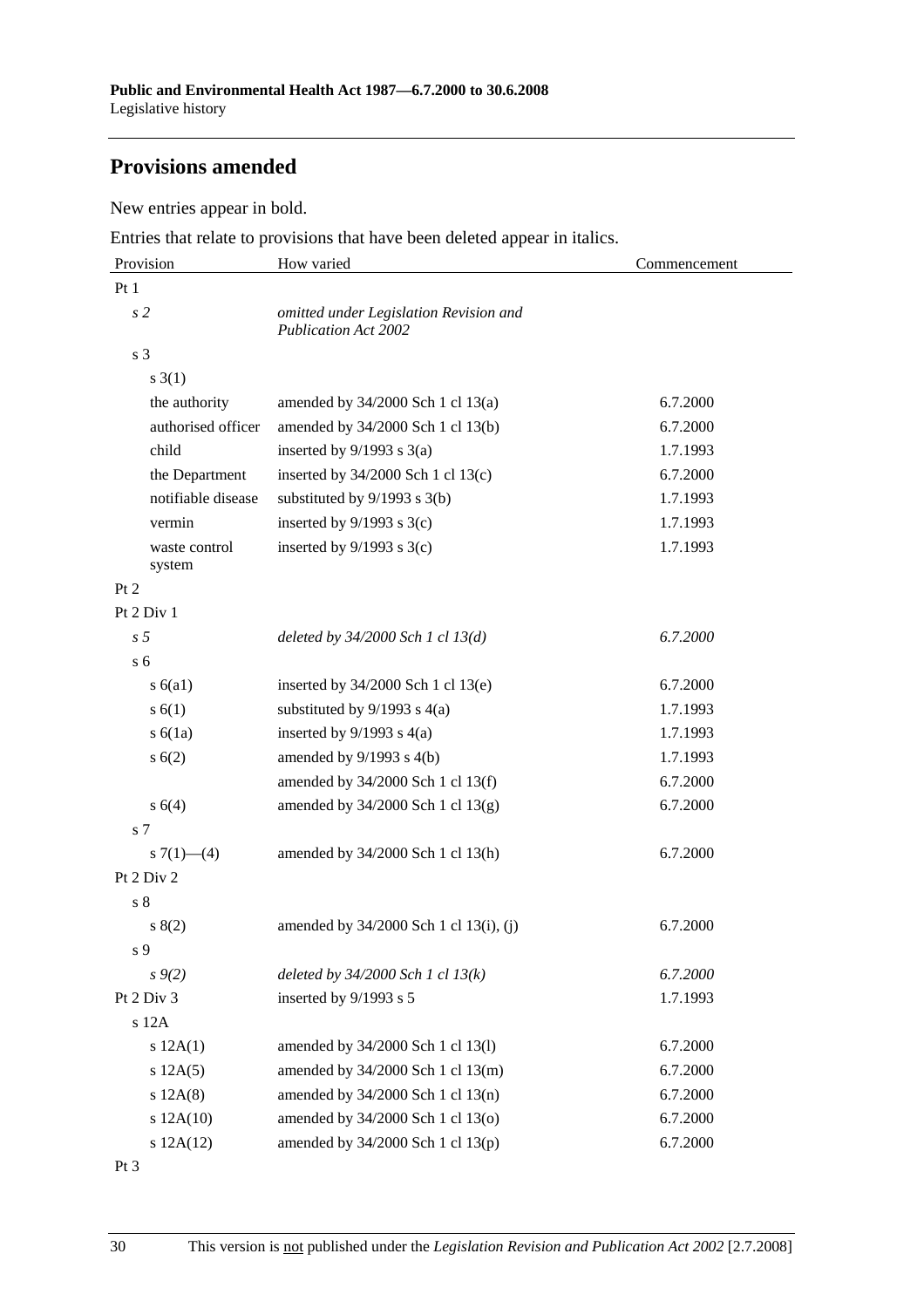## Provisions amended

New entries appear in bold.

Entries that relate to provisions that have been deleted appear in italics.

| Provision | How varied | Commencement |
|---|---|---|
| Pt 1 | | |
| *s 2* | *omitted under Legislation Revision and Publication Act 2002* | |
| s 3 | | |
| s 3(1) | | |
| the authority | amended by 34/2000 Sch 1 cl 13(a) | 6.7.2000 |
| authorised officer | amended by 34/2000 Sch 1 cl 13(b) | 6.7.2000 |
| child | inserted by 9/1993 s 3(a) | 1.7.1993 |
| the Department | inserted by 34/2000 Sch 1 cl 13(c) | 6.7.2000 |
| notifiable disease | substituted by 9/1993 s 3(b) | 1.7.1993 |
| vermin | inserted by 9/1993 s 3(c) | 1.7.1993 |
| waste control system | inserted by 9/1993 s 3(c) | 1.7.1993 |
| Pt 2 | | |
| Pt 2 Div 1 | | |
| *s 5* | *deleted by 34/2000 Sch 1 cl 13(d)* | *6.7.2000* |
| s 6 | | |
| s 6(a1) | inserted by 34/2000 Sch 1 cl 13(e) | 6.7.2000 |
| s 6(1) | substituted by 9/1993 s 4(a) | 1.7.1993 |
| s 6(1a) | inserted by 9/1993 s 4(a) | 1.7.1993 |
| s 6(2) | amended by 9/1993 s 4(b) | 1.7.1993 |
| | amended by 34/2000 Sch 1 cl 13(f) | 6.7.2000 |
| s 6(4) | amended by 34/2000 Sch 1 cl 13(g) | 6.7.2000 |
| s 7 | | |
| s 7(1)—(4) | amended by 34/2000 Sch 1 cl 13(h) | 6.7.2000 |
| Pt 2 Div 2 | | |
| s 8 | | |
| s 8(2) | amended by 34/2000 Sch 1 cl 13(i), (j) | 6.7.2000 |
| s 9 | | |
| *s 9(2)* | *deleted by 34/2000 Sch 1 cl 13(k)* | *6.7.2000* |
| Pt 2 Div 3 | inserted by 9/1993 s 5 | 1.7.1993 |
| s 12A | | |
| s 12A(1) | amended by 34/2000 Sch 1 cl 13(l) | 6.7.2000 |
| s 12A(5) | amended by 34/2000 Sch 1 cl 13(m) | 6.7.2000 |
| s 12A(8) | amended by 34/2000 Sch 1 cl 13(n) | 6.7.2000 |
| s 12A(10) | amended by 34/2000 Sch 1 cl 13(o) | 6.7.2000 |
| s 12A(12) | amended by 34/2000 Sch 1 cl 13(p) | 6.7.2000 |
| Pt 3 | | |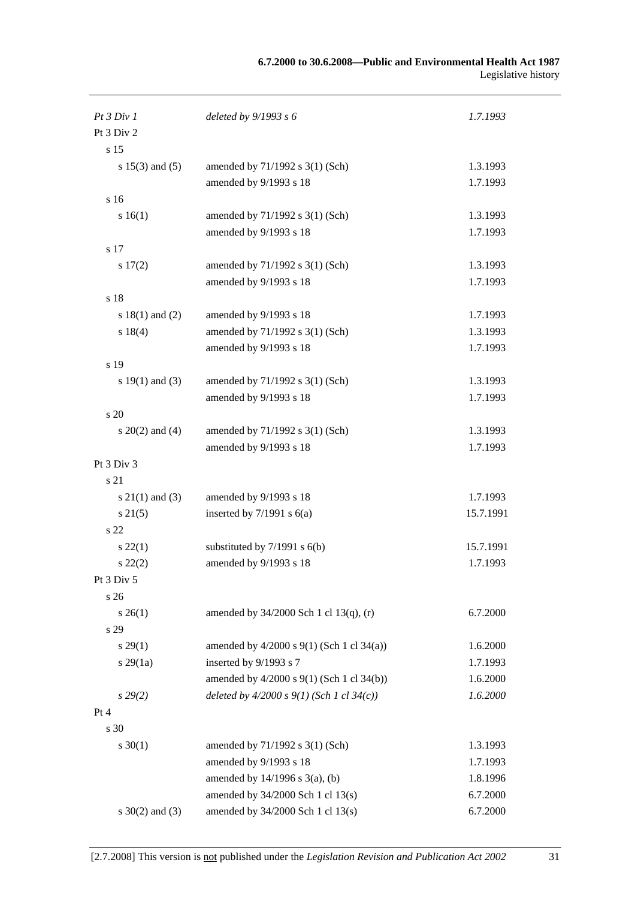| | | |
|---|---|---|
| *Pt 3 Div 1* | *deleted by 9/1993 s 6* | *1.7.1993* |
| Pt 3 Div 2 | | |
| s 15 | | |
| s 15(3) and (5) | amended by 71/1992 s 3(1) (Sch) | 1.3.1993 |
| | amended by 9/1993 s 18 | 1.7.1993 |
| s 16 | | |
| s 16(1) | amended by 71/1992 s 3(1) (Sch) | 1.3.1993 |
| | amended by 9/1993 s 18 | 1.7.1993 |
| s 17 | | |
| s 17(2) | amended by 71/1992 s 3(1) (Sch) | 1.3.1993 |
| | amended by 9/1993 s 18 | 1.7.1993 |
| s 18 | | |
| s 18(1) and (2) | amended by 9/1993 s 18 | 1.7.1993 |
| s 18(4) | amended by 71/1992 s 3(1) (Sch) | 1.3.1993 |
| | amended by 9/1993 s 18 | 1.7.1993 |
| s 19 | | |
| s 19(1) and (3) | amended by 71/1992 s 3(1) (Sch) | 1.3.1993 |
| | amended by 9/1993 s 18 | 1.7.1993 |
| s 20 | | |
| s 20(2) and (4) | amended by 71/1992 s 3(1) (Sch) | 1.3.1993 |
| | amended by 9/1993 s 18 | 1.7.1993 |
| Pt 3 Div 3 | | |
| s 21 | | |
| s 21(1) and (3) | amended by 9/1993 s 18 | 1.7.1993 |
| s 21(5) | inserted by 7/1991 s 6(a) | 15.7.1991 |
| s 22 | | |
| s 22(1) | substituted by 7/1991 s 6(b) | 15.7.1991 |
| s 22(2) | amended by 9/1993 s 18 | 1.7.1993 |
| Pt 3 Div 5 | | |
| s 26 | | |
| s 26(1) | amended by 34/2000 Sch 1 cl 13(q), (r) | 6.7.2000 |
| s 29 | | |
| s 29(1) | amended by 4/2000 s 9(1) (Sch 1 cl 34(a)) | 1.6.2000 |
| s 29(1a) | inserted by 9/1993 s 7 | 1.7.1993 |
| | amended by 4/2000 s 9(1) (Sch 1 cl 34(b)) | 1.6.2000 |
| *s 29(2)* | *deleted by 4/2000 s 9(1) (Sch 1 cl 34(c))* | *1.6.2000* |
| Pt 4 | | |
| s 30 | | |
| s 30(1) | amended by 71/1992 s 3(1) (Sch) | 1.3.1993 |
| | amended by 9/1993 s 18 | 1.7.1993 |
| | amended by 14/1996 s 3(a), (b) | 1.8.1996 |
| | amended by 34/2000 Sch 1 cl 13(s) | 6.7.2000 |
| s 30(2) and (3) | amended by 34/2000 Sch 1 cl 13(s) | 6.7.2000 |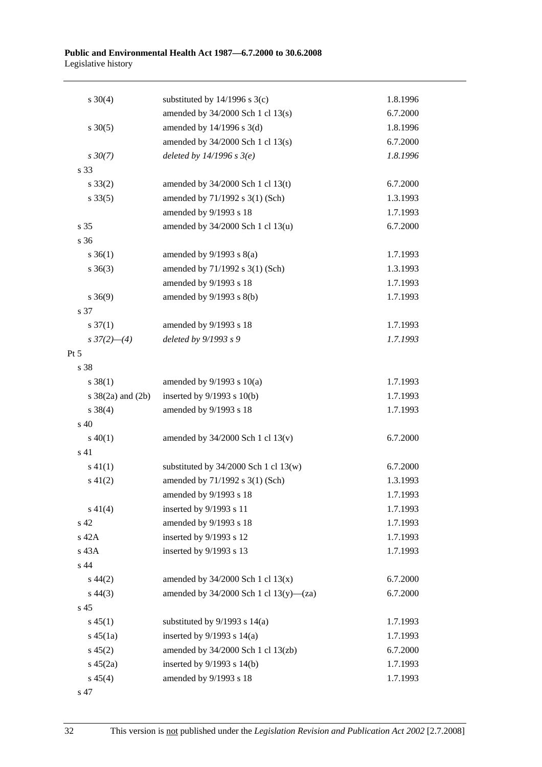| | | |
|---|---|---|
| s 30(4) | substituted by 14/1996 s 3(c) | 1.8.1996 |
| | amended by 34/2000 Sch 1 cl 13(s) | 6.7.2000 |
| s 30(5) | amended by 14/1996 s 3(d) | 1.8.1996 |
| | amended by 34/2000 Sch 1 cl 13(s) | 6.7.2000 |
| *s 30(7)* | *deleted by 14/1996 s 3(e)* | *1.8.1996* |
| s 33 | | |
| s 33(2) | amended by 34/2000 Sch 1 cl 13(t) | 6.7.2000 |
| s 33(5) | amended by 71/1992 s 3(1) (Sch) | 1.3.1993 |
| | amended by 9/1993 s 18 | 1.7.1993 |
| s 35 | amended by 34/2000 Sch 1 cl 13(u) | 6.7.2000 |
| s 36 | | |
| s 36(1) | amended by 9/1993 s 8(a) | 1.7.1993 |
| s 36(3) | amended by 71/1992 s 3(1) (Sch) | 1.3.1993 |
| | amended by 9/1993 s 18 | 1.7.1993 |
| s 36(9) | amended by 9/1993 s 8(b) | 1.7.1993 |
| s 37 | | |
| s 37(1) | amended by 9/1993 s 18 | 1.7.1993 |
| *s 37(2)—(4)* | *deleted by 9/1993 s 9* | *1.7.1993* |
| Pt 5 | | |
| s 38 | | |
| s 38(1) | amended by 9/1993 s 10(a) | 1.7.1993 |
| s 38(2a) and (2b) | inserted by 9/1993 s 10(b) | 1.7.1993 |
| s 38(4) | amended by 9/1993 s 18 | 1.7.1993 |
| s 40 | | |
| s 40(1) | amended by 34/2000 Sch 1 cl 13(v) | 6.7.2000 |
| s 41 | | |
| s 41(1) | substituted by 34/2000 Sch 1 cl 13(w) | 6.7.2000 |
| s 41(2) | amended by 71/1992 s 3(1) (Sch) | 1.3.1993 |
| | amended by 9/1993 s 18 | 1.7.1993 |
| s 41(4) | inserted by 9/1993 s 11 | 1.7.1993 |
| s 42 | amended by 9/1993 s 18 | 1.7.1993 |
| s 42A | inserted by 9/1993 s 12 | 1.7.1993 |
| s 43A | inserted by 9/1993 s 13 | 1.7.1993 |
| s 44 | | |
| s 44(2) | amended by 34/2000 Sch 1 cl 13(x) | 6.7.2000 |
| s 44(3) | amended by 34/2000 Sch 1 cl 13(y)—(za) | 6.7.2000 |
| s 45 | | |
| s 45(1) | substituted by 9/1993 s 14(a) | 1.7.1993 |
| s 45(1a) | inserted by 9/1993 s 14(a) | 1.7.1993 |
| s 45(2) | amended by 34/2000 Sch 1 cl 13(zb) | 6.7.2000 |
| s 45(2a) | inserted by 9/1993 s 14(b) | 1.7.1993 |
| s 45(4) | amended by 9/1993 s 18 | 1.7.1993 |
| s 47 | | |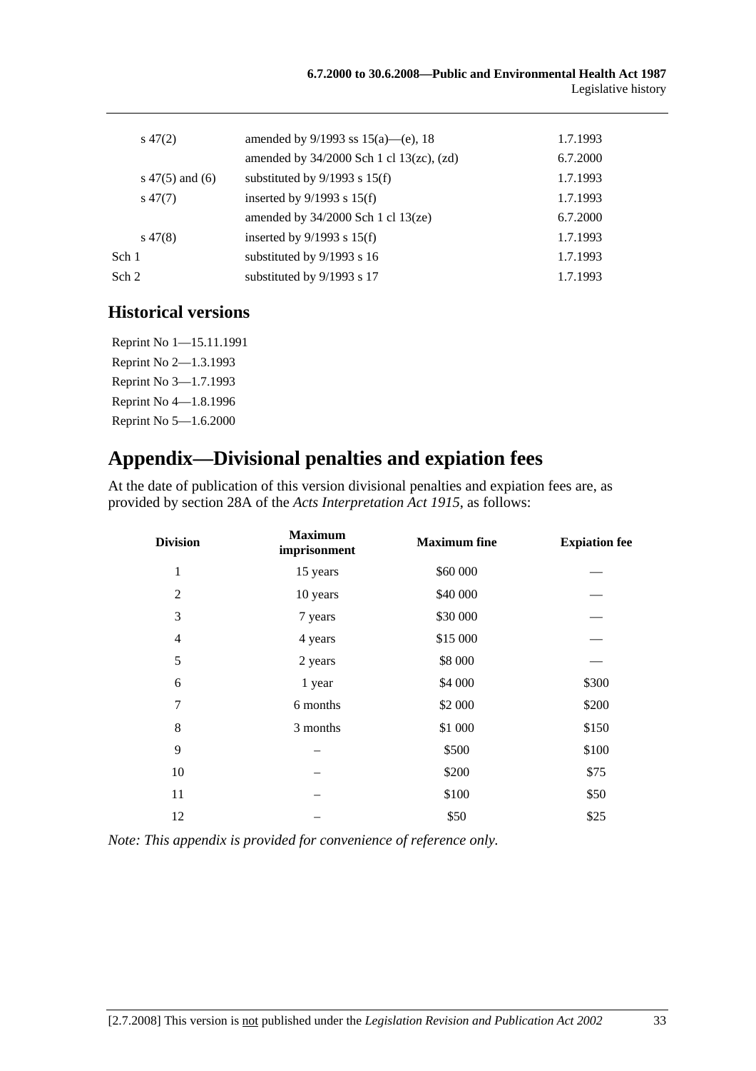| | | |
|---|---|---|
| s 47(2) | amended by 9/1993 ss 15(a)—(e), 18 | 1.7.1993 |
| | amended by 34/2000 Sch 1 cl 13(zc), (zd) | 6.7.2000 |
| s 47(5) and (6) | substituted by 9/1993 s 15(f) | 1.7.1993 |
| s 47(7) | inserted by 9/1993 s 15(f) | 1.7.1993 |
| | amended by 34/2000 Sch 1 cl 13(ze) | 6.7.2000 |
| s 47(8) | inserted by 9/1993 s 15(f) | 1.7.1993 |
| Sch 1 | substituted by 9/1993 s 16 | 1.7.1993 |
| Sch 2 | substituted by 9/1993 s 17 | 1.7.1993 |

## Historical versions

Reprint No 1—15.11.1991

Reprint No 2—1.3.1993

Reprint No 3—1.7.1993

Reprint No 4—1.8.1996

Reprint No 5—1.6.2000

# Appendix—Divisional penalties and expiation fees

At the date of publication of this version divisional penalties and expiation fees are, as provided by section 28A of the *Acts Interpretation Act 1915*, as follows:

| Division | Maximum imprisonment | Maximum fine | Expiation fee |
|---|---|---|---|
| 1 | 15 years | \$60 000 | — |
| 2 | 10 years | \$40 000 | — |
| 3 | 7 years | \$30 000 | — |
| 4 | 4 years | \$15 000 | — |
| 5 | 2 years | \$8 000 | — |
| 6 | 1 year | \$4 000 | \$300 |
| 7 | 6 months | \$2 000 | \$200 |
| 8 | 3 months | \$1 000 | \$150 |
| 9 | – | \$500 | \$100 |
| 10 | – | \$200 | \$75 |
| 11 | – | \$100 | \$50 |
| 12 | – | \$50 | \$25 |

*Note: This appendix is provided for convenience of reference only.*